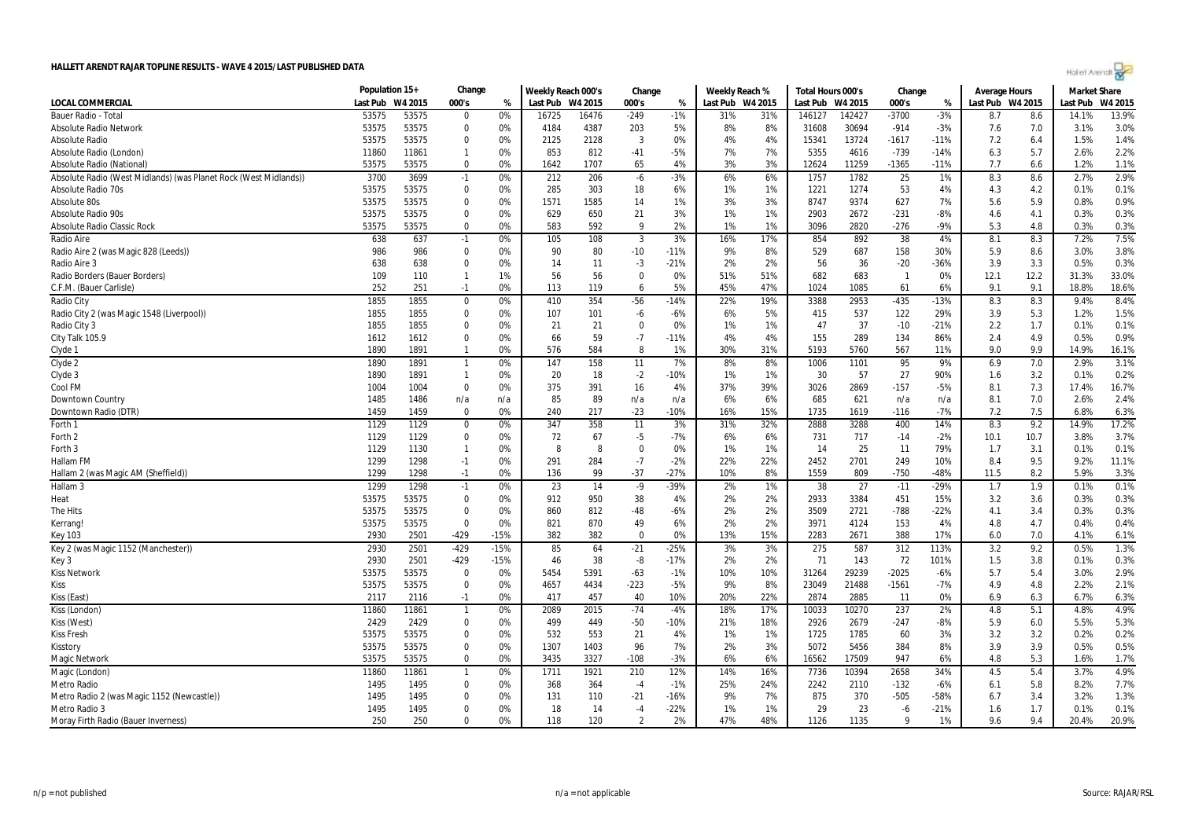# HALLETT ARENDT RAJAR TOPLINE RESULTS - WAVE 4 2015/LAST PUBLISHED DATA

| LOCAL COMMERCIAL | Population 15+ | | Change | | Weekly Reach 000's | | Change | | Weekly Reach % | | Total Hours 000's | | Change | | Average Hours | | Market Share | |
|---|---|---|---|---|---|---|---|---|---|---|---|---|---|---|---|---|---|---|
| | Last Pub | W4 2015 | 000's | % | Last Pub | W4 2015 | 000's | % | Last Pub | W4 2015 | Last Pub | W4 2015 | 000's | % | Last Pub | W4 2015 | Last Pub | W4 2015 |
| Bauer Radio - Total | 53575 | 53575 | 0 | 0% | 16725 | 16476 | -249 | -1% | 31% | 31% | 146127 | 142427 | -3700 | -3% | 8.7 | 8.6 | 14.1% | 13.9% |
| Absolute Radio Network | 53575 | 53575 | 0 | 0% | 4184 | 4387 | 203 | 5% | 8% | 8% | 31608 | 30694 | -914 | -3% | 7.6 | 7.0 | 3.1% | 3.0% |
| Absolute Radio | 53575 | 53575 | 0 | 0% | 2125 | 2128 | 3 | 0% | 4% | 4% | 15341 | 13724 | -1617 | -11% | 7.2 | 6.4 | 1.5% | 1.4% |
| Absolute Radio (London) | 11860 | 11861 | 1 | 0% | 853 | 812 | -41 | -5% | 7% | 7% | 5355 | 4616 | -739 | -14% | 6.3 | 5.7 | 2.6% | 2.2% |
| Absolute Radio (National) | 53575 | 53575 | 0 | 0% | 1642 | 1707 | 65 | 4% | 3% | 3% | 12624 | 11259 | -1365 | -11% | 7.7 | 6.6 | 1.2% | 1.1% |
| Absolute Radio (West Midlands) (was Planet Rock (West Midlands)) | 3700 | 3699 | -1 | 0% | 212 | 206 | -6 | -3% | 6% | 6% | 1757 | 1782 | 25 | 1% | 8.3 | 8.6 | 2.7% | 2.9% |
| Absolute Radio 70s | 53575 | 53575 | 0 | 0% | 285 | 303 | 18 | 6% | 1% | 1% | 1221 | 1274 | 53 | 4% | 4.3 | 4.2 | 0.1% | 0.1% |
| Absolute 80s | 53575 | 53575 | 0 | 0% | 1571 | 1585 | 14 | 1% | 3% | 3% | 8747 | 9374 | 627 | 7% | 5.6 | 5.9 | 0.8% | 0.9% |
| Absolute Radio 90s | 53575 | 53575 | 0 | 0% | 629 | 650 | 21 | 3% | 1% | 1% | 2903 | 2672 | -231 | -8% | 4.6 | 4.1 | 0.3% | 0.3% |
| Absolute Radio Classic Rock | 53575 | 53575 | 0 | 0% | 583 | 592 | 9 | 2% | 1% | 1% | 3096 | 2820 | -276 | -9% | 5.3 | 4.8 | 0.3% | 0.3% |
| Radio Aire | 638 | 637 | -1 | 0% | 105 | 108 | 3 | 3% | 16% | 17% | 854 | 892 | 38 | 4% | 8.1 | 8.3 | 7.2% | 7.5% |
| Radio Aire 2 (was Magic 828 (Leeds)) | 986 | 986 | 0 | 0% | 90 | 80 | -10 | -11% | 9% | 8% | 529 | 687 | 158 | 30% | 5.9 | 8.6 | 3.0% | 3.8% |
| Radio Aire 3 | 638 | 638 | 0 | 0% | 14 | 11 | -3 | -21% | 2% | 2% | 56 | 36 | -20 | -36% | 3.9 | 3.3 | 0.5% | 0.3% |
| Radio Borders (Bauer Borders) | 109 | 110 | 1 | 1% | 56 | 56 | 0 | 0% | 51% | 51% | 682 | 683 | 1 | 0% | 12.1 | 12.2 | 31.3% | 33.0% |
| C.F.M. (Bauer Carlisle) | 252 | 251 | -1 | 0% | 113 | 119 | 6 | 5% | 45% | 47% | 1024 | 1085 | 61 | 6% | 9.1 | 9.1 | 18.8% | 18.6% |
| Radio City | 1855 | 1855 | 0 | 0% | 410 | 354 | -56 | -14% | 22% | 19% | 3388 | 2953 | -435 | -13% | 8.3 | 8.3 | 9.4% | 8.4% |
| Radio City 2 (was Magic 1548 (Liverpool)) | 1855 | 1855 | 0 | 0% | 107 | 101 | -6 | -6% | 6% | 5% | 415 | 537 | 122 | 29% | 3.9 | 5.3 | 1.2% | 1.5% |
| Radio City 3 | 1855 | 1855 | 0 | 0% | 21 | 21 | 0 | 0% | 1% | 1% | 47 | 37 | -10 | -21% | 2.2 | 1.7 | 0.1% | 0.1% |
| City Talk 105.9 | 1612 | 1612 | 0 | 0% | 66 | 59 | -7 | -11% | 4% | 4% | 155 | 289 | 134 | 86% | 2.4 | 4.9 | 0.5% | 0.9% |
| Clyde 1 | 1890 | 1891 | 1 | 0% | 576 | 584 | 8 | 1% | 30% | 31% | 5193 | 5760 | 567 | 11% | 9.0 | 9.9 | 14.9% | 16.1% |
| Clyde 2 | 1890 | 1891 | 1 | 0% | 147 | 158 | 11 | 7% | 8% | 8% | 1006 | 1101 | 95 | 9% | 6.9 | 7.0 | 2.9% | 3.1% |
| Clyde 3 | 1890 | 1891 | 1 | 0% | 20 | 18 | -2 | -10% | 1% | 1% | 30 | 57 | 27 | 90% | 1.6 | 3.2 | 0.1% | 0.2% |
| Cool FM | 1004 | 1004 | 0 | 0% | 375 | 391 | 16 | 4% | 37% | 39% | 3026 | 2869 | -157 | -5% | 8.1 | 7.3 | 17.4% | 16.7% |
| Downtown Country | 1485 | 1486 | n/a | n/a | 85 | 89 | n/a | n/a | 6% | 6% | 685 | 621 | n/a | n/a | 8.1 | 7.0 | 2.6% | 2.4% |
| Downtown Radio (DTR) | 1459 | 1459 | 0 | 0% | 240 | 217 | -23 | -10% | 16% | 15% | 1735 | 1619 | -116 | -7% | 7.2 | 7.5 | 6.8% | 6.3% |
| Forth 1 | 1129 | 1129 | 0 | 0% | 347 | 358 | 11 | 3% | 31% | 32% | 2888 | 3288 | 400 | 14% | 8.3 | 9.2 | 14.9% | 17.2% |
| Forth 2 | 1129 | 1129 | 0 | 0% | 72 | 67 | -5 | -7% | 6% | 6% | 731 | 717 | -14 | -2% | 10.1 | 10.7 | 3.8% | 3.7% |
| Forth 3 | 1129 | 1130 | 1 | 0% | 8 | 8 | 0 | 0% | 1% | 1% | 14 | 25 | 11 | 79% | 1.7 | 3.1 | 0.1% | 0.1% |
| Hallam FM | 1299 | 1298 | -1 | 0% | 291 | 284 | -7 | -2% | 22% | 22% | 2452 | 2701 | 249 | 10% | 8.4 | 9.5 | 9.2% | 11.1% |
| Hallam 2 (was Magic AM (Sheffield)) | 1299 | 1298 | -1 | 0% | 136 | 99 | -37 | -27% | 10% | 8% | 1559 | 809 | -750 | -48% | 11.5 | 8.2 | 5.9% | 3.3% |
| Hallam 3 | 1299 | 1298 | -1 | 0% | 23 | 14 | -9 | -39% | 2% | 1% | 38 | 27 | -11 | -29% | 1.7 | 1.9 | 0.1% | 0.1% |
| Heat | 53575 | 53575 | 0 | 0% | 912 | 950 | 38 | 4% | 2% | 2% | 2933 | 3384 | 451 | 15% | 3.2 | 3.6 | 0.3% | 0.3% |
| The Hits | 53575 | 53575 | 0 | 0% | 860 | 812 | -48 | -6% | 2% | 2% | 3509 | 2721 | -788 | -22% | 4.1 | 3.4 | 0.3% | 0.3% |
| Kerrang! | 53575 | 53575 | 0 | 0% | 821 | 870 | 49 | 6% | 2% | 2% | 3971 | 4124 | 153 | 4% | 4.8 | 4.7 | 0.4% | 0.4% |
| Key 103 | 2930 | 2501 | -429 | -15% | 382 | 382 | 0 | 0% | 13% | 15% | 2283 | 2671 | 388 | 17% | 6.0 | 7.0 | 4.1% | 6.1% |
| Key 2 (was Magic 1152 (Manchester)) | 2930 | 2501 | -429 | -15% | 85 | 64 | -21 | -25% | 3% | 3% | 275 | 587 | 312 | 113% | 3.2 | 9.2 | 0.5% | 1.3% |
| Key 3 | 2930 | 2501 | -429 | -15% | 46 | 38 | -8 | -17% | 2% | 2% | 71 | 143 | 72 | 101% | 1.5 | 3.8 | 0.1% | 0.3% |
| Kiss Network | 53575 | 53575 | 0 | 0% | 5454 | 5391 | -63 | -1% | 10% | 10% | 31264 | 29239 | -2025 | -6% | 5.7 | 5.4 | 3.0% | 2.9% |
| Kiss | 53575 | 53575 | 0 | 0% | 4657 | 4434 | -223 | -5% | 9% | 8% | 23049 | 21488 | -1561 | -7% | 4.9 | 4.8 | 2.2% | 2.1% |
| Kiss (East) | 2117 | 2116 | -1 | 0% | 417 | 457 | 40 | 10% | 20% | 22% | 2874 | 2885 | 11 | 0% | 6.9 | 6.3 | 6.7% | 6.3% |
| Kiss (London) | 11860 | 11861 | 1 | 0% | 2089 | 2015 | -74 | -4% | 18% | 17% | 10033 | 10270 | 237 | 2% | 4.8 | 5.1 | 4.8% | 4.9% |
| Kiss (West) | 2429 | 2429 | 0 | 0% | 499 | 449 | -50 | -10% | 21% | 18% | 2926 | 2679 | -247 | -8% | 5.9 | 6.0 | 5.5% | 5.3% |
| Kiss Fresh | 53575 | 53575 | 0 | 0% | 532 | 553 | 21 | 4% | 1% | 1% | 1725 | 1785 | 60 | 3% | 3.2 | 3.2 | 0.2% | 0.2% |
| Kisstory | 53575 | 53575 | 0 | 0% | 1307 | 1403 | 96 | 7% | 2% | 3% | 5072 | 5456 | 384 | 8% | 3.9 | 3.9 | 0.5% | 0.5% |
| Magic Network | 53575 | 53575 | 0 | 0% | 3435 | 3327 | -108 | -3% | 6% | 6% | 16562 | 17509 | 947 | 6% | 4.8 | 5.3 | 1.6% | 1.7% |
| Magic (London) | 11860 | 11861 | 1 | 0% | 1711 | 1921 | 210 | 12% | 14% | 16% | 7736 | 10394 | 2658 | 34% | 4.5 | 5.4 | 3.7% | 4.9% |
| Metro Radio | 1495 | 1495 | 0 | 0% | 368 | 364 | -4 | -1% | 25% | 24% | 2242 | 2110 | -132 | -6% | 6.1 | 5.8 | 8.2% | 7.7% |
| Metro Radio 2 (was Magic 1152 (Newcastle)) | 1495 | 1495 | 0 | 0% | 131 | 110 | -21 | -16% | 9% | 7% | 875 | 370 | -505 | -58% | 6.7 | 3.4 | 3.2% | 1.3% |
| Metro Radio 3 | 1495 | 1495 | 0 | 0% | 18 | 14 | -4 | -22% | 1% | 1% | 29 | 23 | -6 | -21% | 1.6 | 1.7 | 0.1% | 0.1% |
| Moray Firth Radio (Bauer Inverness) | 250 | 250 | 0 | 0% | 118 | 120 | 2 | 2% | 47% | 48% | 1126 | 1135 | 9 | 1% | 9.6 | 9.4 | 20.4% | 20.9% |

n/p = not published

n/a = not applicable

Source: RAJAR/RSL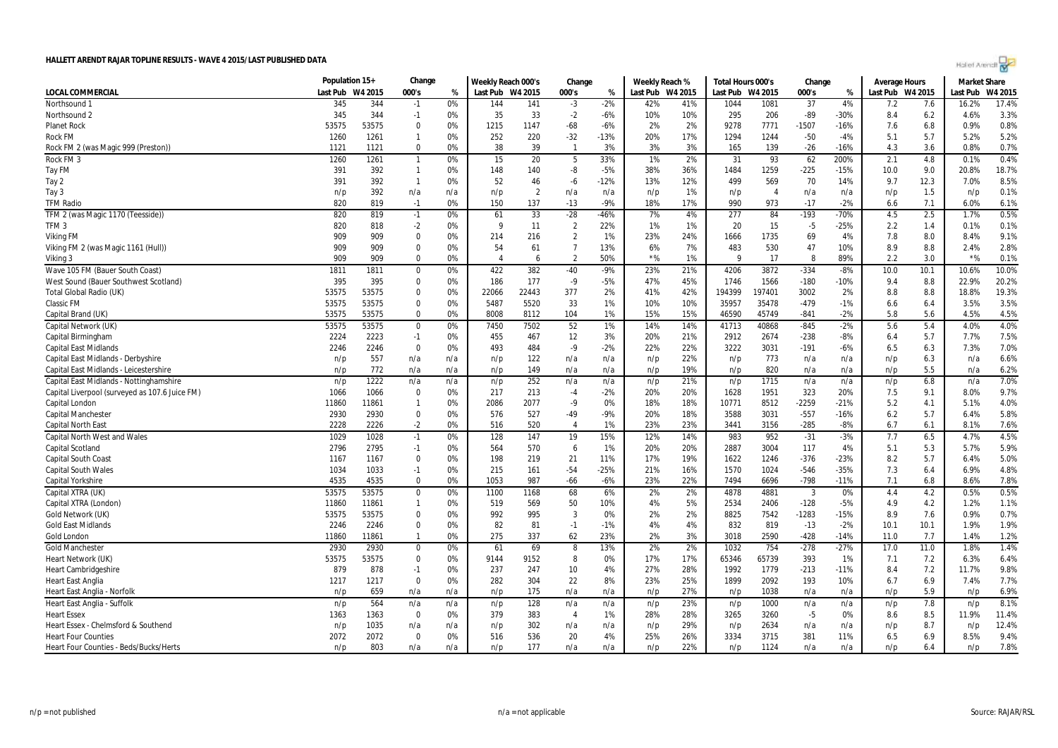# HALLETT ARENDT RAJAR TOPLINE RESULTS - WAVE 4 2015/LAST PUBLISHED DATA

| | Population 15+ | | Change | | Weekly Reach 000's | | Change | | Weekly Reach % | | Total Hours 000's | | Change | | Average Hours | | Market Share | |
|---|---|---|---|---|---|---|---|---|---|---|---|---|---|---|---|---|---|---|
| LOCAL COMMERCIAL | Last Pub | W4 2015 | 000's | % | Last Pub | W4 2015 | 000's | % | Last Pub | W4 2015 | Last Pub | W4 2015 | 000's | % | Last Pub | W4 2015 | Last Pub | W4 2015 |
| Northsound 1 | 345 | 344 | -1 | 0% | 144 | 141 | -3 | -2% | 42% | 41% | 1044 | 1081 | 37 | 4% | 7.2 | 7.6 | 16.2% | 17.4% |
| Northsound 2 | 345 | 344 | -1 | 0% | 35 | 33 | -2 | -6% | 10% | 10% | 295 | 206 | -89 | -30% | 8.4 | 6.2 | 4.6% | 3.3% |
| Planet Rock | 53575 | 53575 | 0 | 0% | 1215 | 1147 | -68 | -6% | 2% | 2% | 9278 | 7771 | -1507 | -16% | 7.6 | 6.8 | 0.9% | 0.8% |
| Rock FM | 1260 | 1261 | 1 | 0% | 252 | 220 | -32 | -13% | 20% | 17% | 1294 | 1244 | -50 | -4% | 5.1 | 5.7 | 5.2% | 5.2% |
| Rock FM 2 (was Magic 999 (Preston)) | 1121 | 1121 | 0 | 0% | 38 | 39 | 1 | 3% | 3% | 3% | 165 | 139 | -26 | -16% | 4.3 | 3.6 | 0.8% | 0.7% |
| Rock FM 3 | 1260 | 1261 | 1 | 0% | 15 | 20 | 5 | 33% | 1% | 2% | 31 | 93 | 62 | 200% | 2.1 | 4.8 | 0.1% | 0.4% |
| Tay FM | 391 | 392 | 1 | 0% | 148 | 140 | -8 | -5% | 38% | 36% | 1484 | 1259 | -225 | -15% | 10.0 | 9.0 | 20.8% | 18.7% |
| Tay 2 | 391 | 392 | 1 | 0% | 52 | 46 | -6 | -12% | 13% | 12% | 499 | 569 | 70 | 14% | 9.7 | 12.3 | 7.0% | 8.5% |
| Tay 3 | n/p | 392 | n/a | n/a | n/p | 2 | n/a | n/a | n/p | 1% | n/p | 4 | n/a | n/a | n/p | 1.5 | n/p | 0.1% |
| TFM Radio | 820 | 819 | -1 | 0% | 150 | 137 | -13 | -9% | 18% | 17% | 990 | 973 | -17 | -2% | 6.6 | 7.1 | 6.0% | 6.1% |
| TFM 2 (was Magic 1170 (Teesside)) | 820 | 819 | -1 | 0% | 61 | 33 | -28 | -46% | 7% | 4% | 277 | 84 | -193 | -70% | 4.5 | 2.5 | 1.7% | 0.5% |
| TFM 3 | 820 | 818 | -2 | 0% | 9 | 11 | 2 | 22% | 1% | 1% | 20 | 15 | -5 | -25% | 2.2 | 1.4 | 0.1% | 0.1% |
| Viking FM | 909 | 909 | 0 | 0% | 214 | 216 | 2 | 1% | 23% | 24% | 1666 | 1735 | 69 | 4% | 7.8 | 8.0 | 8.4% | 9.1% |
| Viking FM 2 (was Magic 1161 (Hull)) | 909 | 909 | 0 | 0% | 54 | 61 | 7 | 13% | 6% | 7% | 483 | 530 | 47 | 10% | 8.9 | 8.8 | 2.4% | 2.8% |
| Viking 3 | 909 | 909 | 0 | 0% | 4 | 6 | 2 | 50% | *% | 1% | 9 | 17 | 8 | 89% | 2.2 | 3.0 | *% | 0.1% |
| Wave 105 FM (Bauer South Coast) | 1811 | 1811 | 0 | 0% | 422 | 382 | -40 | -9% | 23% | 21% | 4206 | 3872 | -334 | -8% | 10.0 | 10.1 | 10.6% | 10.0% |
| West Sound (Bauer Southwest Scotland) | 395 | 395 | 0 | 0% | 186 | 177 | -9 | -5% | 47% | 45% | 1746 | 1566 | -180 | -10% | 9.4 | 8.8 | 22.9% | 20.2% |
| Total Global Radio (UK) | 53575 | 53575 | 0 | 0% | 22066 | 22443 | 377 | 2% | 41% | 42% | 194399 | 197401 | 3002 | 2% | 8.8 | 8.8 | 18.8% | 19.3% |
| Classic FM | 53575 | 53575 | 0 | 0% | 5487 | 5520 | 33 | 1% | 10% | 10% | 35957 | 35478 | -479 | -1% | 6.6 | 6.4 | 3.5% | 3.5% |
| Capital Brand (UK) | 53575 | 53575 | 0 | 0% | 8008 | 8112 | 104 | 1% | 15% | 15% | 46590 | 45749 | -841 | -2% | 5.8 | 5.6 | 4.5% | 4.5% |
| Capital Network (UK) | 53575 | 53575 | 0 | 0% | 7450 | 7502 | 52 | 1% | 14% | 14% | 41713 | 40868 | -845 | -2% | 5.6 | 5.4 | 4.0% | 4.0% |
| Capital Birmingham | 2224 | 2223 | -1 | 0% | 455 | 467 | 12 | 3% | 20% | 21% | 2912 | 2674 | -238 | -8% | 6.4 | 5.7 | 7.7% | 7.5% |
| Capital East Midlands | 2246 | 2246 | 0 | 0% | 493 | 484 | -9 | -2% | 22% | 22% | 3222 | 3031 | -191 | -6% | 6.5 | 6.3 | 7.3% | 7.0% |
| Capital East Midlands - Derbyshire | n/p | 557 | n/a | n/a | n/p | 122 | n/a | n/a | n/p | 22% | n/p | 773 | n/a | n/a | n/p | 6.3 | n/a | 6.6% |
| Capital East Midlands - Leicestershire | n/p | 772 | n/a | n/a | n/p | 149 | n/a | n/a | n/p | 19% | n/p | 820 | n/a | n/a | n/p | 5.5 | n/a | 6.2% |
| Capital East Midlands - Nottinghamshire | n/p | 1222 | n/a | n/a | n/p | 252 | n/a | n/a | n/p | 21% | n/p | 1715 | n/a | n/a | n/p | 6.8 | n/a | 7.0% |
| Capital Liverpool (surveyed as 107.6 Juice FM) | 1066 | 1066 | 0 | 0% | 217 | 213 | -4 | -2% | 20% | 20% | 1628 | 1951 | 323 | 20% | 7.5 | 9.1 | 8.0% | 9.7% |
| Capital London | 11860 | 11861 | 1 | 0% | 2086 | 2077 | -9 | 0% | 18% | 18% | 10771 | 8512 | -2259 | -21% | 5.2 | 4.1 | 5.1% | 4.0% |
| Capital Manchester | 2930 | 2930 | 0 | 0% | 576 | 527 | -49 | -9% | 20% | 18% | 3588 | 3031 | -557 | -16% | 6.2 | 5.7 | 6.4% | 5.8% |
| Capital North East | 2228 | 2226 | -2 | 0% | 516 | 520 | 4 | 1% | 23% | 23% | 3441 | 3156 | -285 | -8% | 6.7 | 6.1 | 8.1% | 7.6% |
| Capital North West and Wales | 1029 | 1028 | -1 | 0% | 128 | 147 | 19 | 15% | 12% | 14% | 983 | 952 | -31 | -3% | 7.7 | 6.5 | 4.7% | 4.5% |
| Capital Scotland | 2796 | 2795 | -1 | 0% | 564 | 570 | 6 | 1% | 20% | 20% | 2887 | 3004 | 117 | 4% | 5.1 | 5.3 | 5.7% | 5.9% |
| Capital South Coast | 1167 | 1167 | 0 | 0% | 198 | 219 | 21 | 11% | 17% | 19% | 1622 | 1246 | -376 | -23% | 8.2 | 5.7 | 6.4% | 5.0% |
| Capital South Wales | 1034 | 1033 | -1 | 0% | 215 | 161 | -54 | -25% | 21% | 16% | 1570 | 1024 | -546 | -35% | 7.3 | 6.4 | 6.9% | 4.8% |
| Capital Yorkshire | 4535 | 4535 | 0 | 0% | 1053 | 987 | -66 | -6% | 23% | 22% | 7494 | 6696 | -798 | -11% | 7.1 | 6.8 | 8.6% | 7.8% |
| Capital XTRA (UK) | 53575 | 53575 | 0 | 0% | 1100 | 1168 | 68 | 6% | 2% | 2% | 4878 | 4881 | 3 | 0% | 4.4 | 4.2 | 0.5% | 0.5% |
| Capital XTRA (London) | 11860 | 11861 | 1 | 0% | 519 | 569 | 50 | 10% | 4% | 5% | 2534 | 2406 | -128 | -5% | 4.9 | 4.2 | 1.2% | 1.1% |
| Gold Network (UK) | 53575 | 53575 | 0 | 0% | 992 | 995 | 3 | 0% | 2% | 2% | 8825 | 7542 | -1283 | -15% | 8.9 | 7.6 | 0.9% | 0.7% |
| Gold East Midlands | 2246 | 2246 | 0 | 0% | 82 | 81 | -1 | -1% | 4% | 4% | 832 | 819 | -13 | -2% | 10.1 | 10.1 | 1.9% | 1.9% |
| Gold London | 11860 | 11861 | 1 | 0% | 275 | 337 | 62 | 23% | 2% | 3% | 3018 | 2590 | -428 | -14% | 11.0 | 7.7 | 1.4% | 1.2% |
| Gold Manchester | 2930 | 2930 | 0 | 0% | 61 | 69 | 8 | 13% | 2% | 2% | 1032 | 754 | -278 | -27% | 17.0 | 11.0 | 1.8% | 1.4% |
| Heart Network (UK) | 53575 | 53575 | 0 | 0% | 9144 | 9152 | 8 | 0% | 17% | 17% | 65346 | 65739 | 393 | 1% | 7.1 | 7.2 | 6.3% | 6.4% |
| Heart Cambridgeshire | 879 | 878 | -1 | 0% | 237 | 247 | 10 | 4% | 27% | 28% | 1992 | 1779 | -213 | -11% | 8.4 | 7.2 | 11.7% | 9.8% |
| Heart East Anglia | 1217 | 1217 | 0 | 0% | 282 | 304 | 22 | 8% | 23% | 25% | 1899 | 2092 | 193 | 10% | 6.7 | 6.9 | 7.4% | 7.7% |
| Heart East Anglia - Norfolk | n/p | 659 | n/a | n/a | n/p | 175 | n/a | n/a | n/p | 27% | n/p | 1038 | n/a | n/a | n/p | 5.9 | n/p | 6.9% |
| Heart East Anglia - Suffolk | n/p | 564 | n/a | n/a | n/p | 128 | n/a | n/a | n/p | 23% | n/p | 1000 | n/a | n/a | n/p | 7.8 | n/p | 8.1% |
| Heart Essex | 1363 | 1363 | 0 | 0% | 379 | 383 | 4 | 1% | 28% | 28% | 3265 | 3260 | -5 | 0% | 8.6 | 8.5 | 11.9% | 11.4% |
| Heart Essex - Chelmsford & Southend | n/p | 1035 | n/a | n/a | n/p | 302 | n/a | n/a | n/p | 29% | n/p | 2634 | n/a | n/a | n/p | 8.7 | n/p | 12.4% |
| Heart Four Counties | 2072 | 2072 | 0 | 0% | 516 | 536 | 20 | 4% | 25% | 26% | 3334 | 3715 | 381 | 11% | 6.5 | 6.9 | 8.5% | 9.4% |
| Heart Four Counties - Beds/Bucks/Herts | n/p | 803 | n/a | n/a | n/p | 177 | n/a | n/a | n/p | 22% | n/p | 1124 | n/a | n/a | n/p | 6.4 | n/p | 7.8% |

n/p = not published | n/a = not applicable | Source: RAJAR/RSL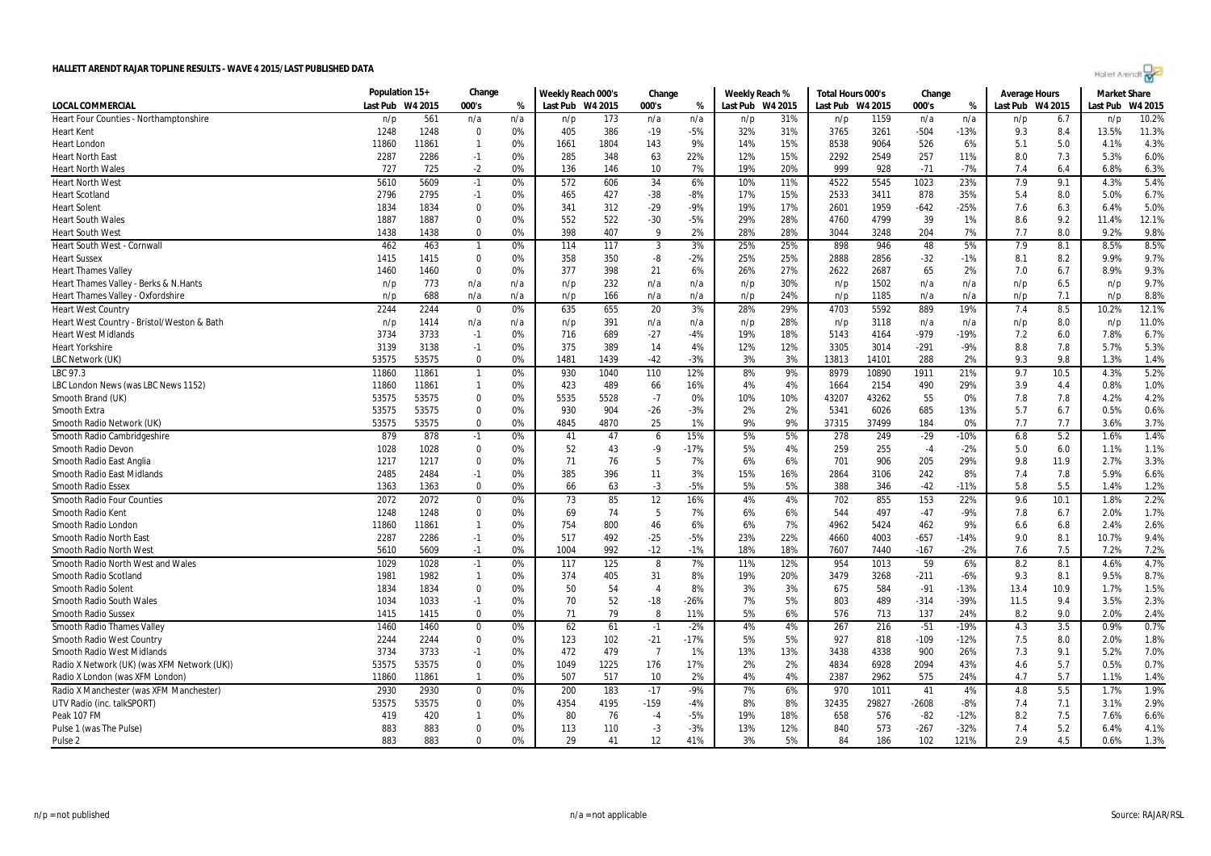# HALLETT ARENDT RAJAR TOPLINE RESULTS - WAVE 4 2015/LAST PUBLISHED DATA

| LOCAL COMMERCIAL | Population 15+ | | Change | | Weekly Reach 000's | | Change | | Weekly Reach % | | Total Hours 000's | | Change | | Average Hours | | Market Share | |
|---|---|---|---|---|---|---|---|---|---|---|---|---|---|---|---|---|---|---|
| | Last Pub | W4 2015 | 000's | % | Last Pub | W4 2015 | 000's | % | Last Pub | W4 2015 | Last Pub | W4 2015 | 000's | % | Last Pub | W4 2015 | Last Pub | W4 2015 |
| Heart Four Counties - Northamptonshire | n/p | 561 | n/a | n/a | n/p | 173 | n/a | n/a | n/p | 31% | n/p | 1159 | n/a | n/a | n/p | 6.7 | n/p | 10.2% |
| Heart Kent | 1248 | 1248 | 0 | 0% | 405 | 386 | -19 | -5% | 32% | 31% | 3765 | 3261 | -504 | -13% | 9.3 | 8.4 | 13.5% | 11.3% |
| Heart London | 11860 | 11861 | 1 | 0% | 1661 | 1804 | 143 | 9% | 14% | 15% | 8538 | 9064 | 526 | 6% | 5.1 | 5.0 | 4.1% | 4.3% |
| Heart North East | 2287 | 2286 | -1 | 0% | 285 | 348 | 63 | 22% | 12% | 15% | 2292 | 2549 | 257 | 11% | 8.0 | 7.3 | 5.3% | 6.0% |
| Heart North Wales | 727 | 725 | -2 | 0% | 136 | 146 | 10 | 7% | 19% | 20% | 999 | 928 | -71 | -7% | 7.4 | 6.4 | 6.8% | 6.3% |
| Heart North West | 5610 | 5609 | -1 | 0% | 572 | 606 | 34 | 6% | 10% | 11% | 4522 | 5545 | 1023 | 23% | 7.9 | 9.1 | 4.3% | 5.4% |
| Heart Scotland | 2796 | 2795 | -1 | 0% | 465 | 427 | -38 | -8% | 17% | 15% | 2533 | 3411 | 878 | 35% | 5.4 | 8.0 | 5.0% | 6.7% |
| Heart Solent | 1834 | 1834 | 0 | 0% | 341 | 312 | -29 | -9% | 19% | 17% | 2601 | 1959 | -642 | -25% | 7.6 | 6.3 | 6.4% | 5.0% |
| Heart South Wales | 1887 | 1887 | 0 | 0% | 552 | 522 | -30 | -5% | 29% | 28% | 4760 | 4799 | 39 | 1% | 8.6 | 9.2 | 11.4% | 12.1% |
| Heart South West | 1438 | 1438 | 0 | 0% | 398 | 407 | 9 | 2% | 28% | 28% | 3044 | 3248 | 204 | 7% | 7.7 | 8.0 | 9.2% | 9.8% |
| Heart South West - Cornwall | 462 | 463 | 1 | 0% | 114 | 117 | 3 | 3% | 25% | 25% | 898 | 946 | 48 | 5% | 7.9 | 8.1 | 8.5% | 8.5% |
| Heart Sussex | 1415 | 1415 | 0 | 0% | 358 | 350 | -8 | -2% | 25% | 25% | 2888 | 2856 | -32 | -1% | 8.1 | 8.2 | 9.9% | 9.7% |
| Heart Thames Valley | 1460 | 1460 | 0 | 0% | 377 | 398 | 21 | 6% | 26% | 27% | 2622 | 2687 | 65 | 2% | 7.0 | 6.7 | 8.9% | 9.3% |
| Heart Thames Valley - Berks & N.Hants | n/p | 773 | n/a | n/a | n/p | 232 | n/a | n/a | n/p | 30% | n/p | 1502 | n/a | n/a | n/p | 6.5 | n/p | 9.7% |
| Heart Thames Valley - Oxfordshire | n/p | 688 | n/a | n/a | n/p | 166 | n/a | n/a | n/p | 24% | n/p | 1185 | n/a | n/a | n/p | 7.1 | n/p | 8.8% |
| Heart West Country | 2244 | 2244 | 0 | 0% | 635 | 655 | 20 | 3% | 28% | 29% | 4703 | 5592 | 889 | 19% | 7.4 | 8.5 | 10.2% | 12.1% |
| Heart West Country - Bristol/Weston & Bath | n/p | 1414 | n/a | n/a | n/p | 391 | n/a | n/a | n/p | 28% | n/p | 3118 | n/a | n/a | n/p | 8.0 | n/p | 11.0% |
| Heart West Midlands | 3734 | 3733 | -1 | 0% | 716 | 689 | -27 | -4% | 19% | 18% | 5143 | 4164 | -979 | -19% | 7.2 | 6.0 | 7.8% | 6.7% |
| Heart Yorkshire | 3139 | 3138 | -1 | 0% | 375 | 389 | 14 | 4% | 12% | 12% | 3305 | 3014 | -291 | -9% | 8.8 | 7.8 | 5.7% | 5.3% |
| LBC Network (UK) | 53575 | 53575 | 0 | 0% | 1481 | 1439 | -42 | -3% | 3% | 3% | 13813 | 14101 | 288 | 2% | 9.3 | 9.8 | 1.3% | 1.4% |
| LBC 97.3 | 11860 | 11861 | 1 | 0% | 930 | 1040 | 110 | 12% | 8% | 9% | 8979 | 10890 | 1911 | 21% | 9.7 | 10.5 | 4.3% | 5.2% |
| LBC London News (was LBC News 1152) | 11860 | 11861 | 1 | 0% | 423 | 489 | 66 | 16% | 4% | 4% | 1664 | 2154 | 490 | 29% | 3.9 | 4.4 | 0.8% | 1.0% |
| Smooth Brand (UK) | 53575 | 53575 | 0 | 0% | 5535 | 5528 | -7 | 0% | 10% | 10% | 43207 | 43262 | 55 | 0% | 7.8 | 7.8 | 4.2% | 4.2% |
| Smooth Extra | 53575 | 53575 | 0 | 0% | 930 | 904 | -26 | -3% | 2% | 2% | 5341 | 6026 | 685 | 13% | 5.7 | 6.7 | 0.5% | 0.6% |
| Smooth Radio Network (UK) | 53575 | 53575 | 0 | 0% | 4845 | 4870 | 25 | 1% | 9% | 9% | 37315 | 37499 | 184 | 0% | 7.7 | 7.7 | 3.6% | 3.7% |
| Smooth Radio Cambridgeshire | 879 | 878 | -1 | 0% | 41 | 47 | 6 | 15% | 5% | 5% | 278 | 249 | -29 | -10% | 6.8 | 5.2 | 1.6% | 1.4% |
| Smooth Radio Devon | 1028 | 1028 | 0 | 0% | 52 | 43 | -9 | -17% | 5% | 4% | 259 | 255 | -4 | -2% | 5.0 | 6.0 | 1.1% | 1.1% |
| Smooth Radio East Anglia | 1217 | 1217 | 0 | 0% | 71 | 76 | 5 | 7% | 6% | 6% | 701 | 906 | 205 | 29% | 9.8 | 11.9 | 2.7% | 3.3% |
| Smooth Radio East Midlands | 2485 | 2484 | -1 | 0% | 385 | 396 | 11 | 3% | 15% | 16% | 2864 | 3106 | 242 | 8% | 7.4 | 7.8 | 5.9% | 6.6% |
| Smooth Radio Essex | 1363 | 1363 | 0 | 0% | 66 | 63 | -3 | -5% | 5% | 5% | 388 | 346 | -42 | -11% | 5.8 | 5.5 | 1.4% | 1.2% |
| Smooth Radio Four Counties | 2072 | 2072 | 0 | 0% | 73 | 85 | 12 | 16% | 4% | 4% | 702 | 855 | 153 | 22% | 9.6 | 10.1 | 1.8% | 2.2% |
| Smooth Radio Kent | 1248 | 1248 | 0 | 0% | 69 | 74 | 5 | 7% | 6% | 6% | 544 | 497 | -47 | -9% | 7.8 | 6.7 | 2.0% | 1.7% |
| Smooth Radio London | 11860 | 11861 | 1 | 0% | 754 | 800 | 46 | 6% | 6% | 7% | 4962 | 5424 | 462 | 9% | 6.6 | 6.8 | 2.4% | 2.6% |
| Smooth Radio North East | 2287 | 2286 | -1 | 0% | 517 | 492 | -25 | -5% | 23% | 22% | 4660 | 4003 | -657 | -14% | 9.0 | 8.1 | 10.7% | 9.4% |
| Smooth Radio North West | 5610 | 5609 | -1 | 0% | 1004 | 992 | -12 | -1% | 18% | 18% | 7607 | 7440 | -167 | -2% | 7.6 | 7.5 | 7.2% | 7.2% |
| Smooth Radio North West and Wales | 1029 | 1028 | -1 | 0% | 117 | 125 | 8 | 7% | 11% | 12% | 954 | 1013 | 59 | 6% | 8.2 | 8.1 | 4.6% | 4.7% |
| Smooth Radio Scotland | 1981 | 1982 | 1 | 0% | 374 | 405 | 31 | 8% | 19% | 20% | 3479 | 3268 | -211 | -6% | 9.3 | 8.1 | 9.5% | 8.7% |
| Smooth Radio Solent | 1834 | 1834 | 0 | 0% | 50 | 54 | 4 | 8% | 3% | 3% | 675 | 584 | -91 | -13% | 13.4 | 10.9 | 1.7% | 1.5% |
| Smooth Radio South Wales | 1034 | 1033 | -1 | 0% | 70 | 52 | -18 | -26% | 7% | 5% | 803 | 489 | -314 | -39% | 11.5 | 9.4 | 3.5% | 2.3% |
| Smooth Radio Sussex | 1415 | 1415 | 0 | 0% | 71 | 79 | 8 | 11% | 5% | 6% | 576 | 713 | 137 | 24% | 8.2 | 9.0 | 2.0% | 2.4% |
| Smooth Radio Thames Valley | 1460 | 1460 | 0 | 0% | 62 | 61 | -1 | -2% | 4% | 4% | 267 | 216 | -51 | -19% | 4.3 | 3.5 | 0.9% | 0.7% |
| Smooth Radio West Country | 2244 | 2244 | 0 | 0% | 123 | 102 | -21 | -17% | 5% | 5% | 927 | 818 | -109 | -12% | 7.5 | 8.0 | 2.0% | 1.8% |
| Smooth Radio West Midlands | 3734 | 3733 | -1 | 0% | 472 | 479 | 7 | 1% | 13% | 13% | 3438 | 4338 | 900 | 26% | 7.3 | 9.1 | 5.2% | 7.0% |
| Radio X Network (UK) (was XFM Network (UK)) | 53575 | 53575 | 0 | 0% | 1049 | 1225 | 176 | 17% | 2% | 2% | 4834 | 6928 | 2094 | 43% | 4.6 | 5.7 | 0.5% | 0.7% |
| Radio X London (was XFM London) | 11860 | 11861 | 1 | 0% | 507 | 517 | 10 | 2% | 4% | 4% | 2387 | 2962 | 575 | 24% | 4.7 | 5.7 | 1.1% | 1.4% |
| Radio X Manchester (was XFM Manchester) | 2930 | 2930 | 0 | 0% | 200 | 183 | -17 | -9% | 7% | 6% | 970 | 1011 | 41 | 4% | 4.8 | 5.5 | 1.7% | 1.9% |
| UTV Radio (inc. talkSPORT) | 53575 | 53575 | 0 | 0% | 4354 | 4195 | -159 | -4% | 8% | 8% | 32435 | 29827 | -2608 | -8% | 7.4 | 7.1 | 3.1% | 2.9% |
| Peak 107 FM | 419 | 420 | 1 | 0% | 80 | 76 | -4 | -5% | 19% | 18% | 658 | 576 | -82 | -12% | 8.2 | 7.5 | 7.6% | 6.6% |
| Pulse 1 (was The Pulse) | 883 | 883 | 0 | 0% | 113 | 110 | -3 | -3% | 13% | 12% | 840 | 573 | -267 | -32% | 7.4 | 5.2 | 6.4% | 4.1% |
| Pulse 2 | 883 | 883 | 0 | 0% | 29 | 41 | 12 | 41% | 3% | 5% | 84 | 186 | 102 | 121% | 2.9 | 4.5 | 0.6% | 1.3% |

n/p = not published

n/a = not applicable

Source: RAJAR/RSL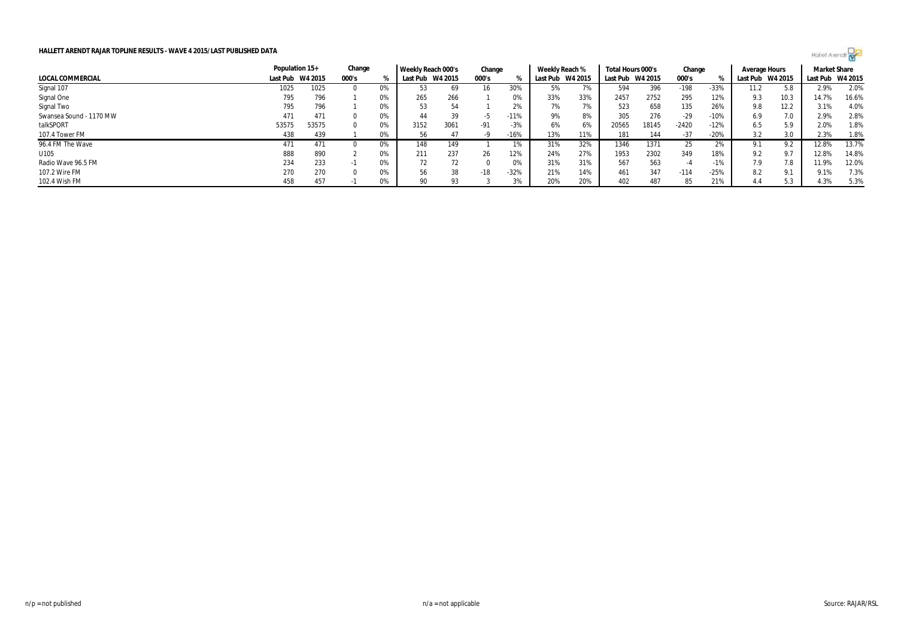**HALLETT ARENDT RAJAR TOPLINE RESULTS - WAVE 4 2015/LAST PUBLISHED DATA**

| LOCAL COMMERCIAL | Population 15+ | | Change | | Weekly Reach 000's | | Change | | Weekly Reach % | | Total Hours 000's | | Change | | Average Hours | | Market Share | |
|---|---|---|---|---|---|---|---|---|---|---|---|---|---|---|---|---|---|---|
| | Last Pub | W4 2015 | 000's | % | Last Pub | W4 2015 | 000's | % | Last Pub | W4 2015 | Last Pub | W4 2015 | 000's | % | Last Pub | W4 2015 | Last Pub | W4 2015 |
| Signal 107 | 1025 | 1025 | 0 | 0% | 53 | 69 | 16 | 30% | 5% | 7% | 594 | 396 | -198 | -33% | 11.2 | 5.8 | 2.9% | 2.0% |
| Signal One | 795 | 796 | 1 | 0% | 265 | 266 | 1 | 0% | 33% | 33% | 2457 | 2752 | 295 | 12% | 9.3 | 10.3 | 14.7% | 16.6% |
| Signal Two | 795 | 796 | 1 | 0% | 53 | 54 | 1 | 2% | 7% | 7% | 523 | 658 | 135 | 26% | 9.8 | 12.2 | 3.1% | 4.0% |
| Swansea Sound - 1170 MW | 471 | 471 | 0 | 0% | 44 | 39 | -5 | -11% | 9% | 8% | 305 | 276 | -29 | -10% | 6.9 | 7.0 | 2.9% | 2.8% |
| talkSPORT | 53575 | 53575 | 0 | 0% | 3152 | 3061 | -91 | -3% | 6% | 6% | 20565 | 18145 | -2420 | -12% | 6.5 | 5.9 | 2.0% | 1.8% |
| 107.4 Tower FM | 438 | 439 | 1 | 0% | 56 | 47 | -9 | -16% | 13% | 11% | 181 | 144 | -37 | -20% | 3.2 | 3.0 | 2.3% | 1.8% |
| 96.4 FM The Wave | 471 | 471 | 0 | 0% | 148 | 149 | 1 | 1% | 31% | 32% | 1346 | 1371 | 25 | 2% | 9.1 | 9.2 | 12.8% | 13.7% |
| U105 | 888 | 890 | 2 | 0% | 211 | 237 | 26 | 12% | 24% | 27% | 1953 | 2302 | 349 | 18% | 9.2 | 9.7 | 12.8% | 14.8% |
| Radio Wave 96.5 FM | 234 | 233 | -1 | 0% | 72 | 72 | 0 | 0% | 31% | 31% | 567 | 563 | -4 | -1% | 7.9 | 7.8 | 11.9% | 12.0% |
| 107.2 Wire FM | 270 | 270 | 0 | 0% | 56 | 38 | -18 | -32% | 21% | 14% | 461 | 347 | -114 | -25% | 8.2 | 9.1 | 9.1% | 7.3% |
| 102.4 Wish FM | 458 | 457 | -1 | 0% | 90 | 93 | 3 | 3% | 20% | 20% | 402 | 487 | 85 | 21% | 4.4 | 5.3 | 4.3% | 5.3% |

n/p = not published

n/a = not applicable

Source: RAJAR/RSL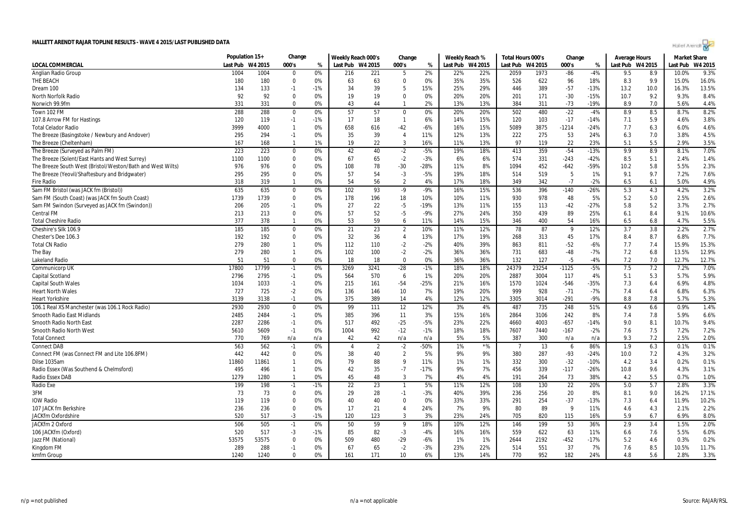# HALLETT ARENDT RAJAR TOPLINE RESULTS - WAVE 4 2015/LAST PUBLISHED DATA

| LOCAL COMMERCIAL | Population 15+ | | Change | | Weekly Reach 000's | | Change | | Weekly Reach % | | Total Hours 000's | | Change | | Average Hours | | Market Share | |
|---|---|---|---|---|---|---|---|---|---|---|---|---|---|---|---|---|---|---|
| | Last Pub | W4 2015 | 000's | % | Last Pub | W4 2015 | 000's | % | Last Pub | W4 2015 | Last Pub | W4 2015 | 000's | % | Last Pub | W4 2015 | Last Pub | W4 2015 |
| Anglian Radio Group | 1004 | 1004 | 0 | 0% | 216 | 221 | 5 | 2% | 22% | 22% | 2059 | 1973 | -86 | -4% | 9.5 | 8.9 | 10.0% | 9.3% |
| THE BEACH | 180 | 180 | 0 | 0% | 63 | 63 | 0 | 0% | 35% | 35% | 526 | 622 | 96 | 18% | 8.3 | 9.9 | 15.0% | 16.0% |
| Dream 100 | 134 | 133 | -1 | -1% | 34 | 39 | 5 | 15% | 25% | 29% | 446 | 389 | -57 | -13% | 13.2 | 10.0 | 16.3% | 13.5% |
| North Norfolk Radio | 92 | 92 | 0 | 0% | 19 | 19 | 0 | 0% | 20% | 20% | 201 | 171 | -30 | -15% | 10.7 | 9.2 | 9.3% | 8.4% |
| Norwich 99.9fm | 331 | 331 | 0 | 0% | 43 | 44 | 1 | 2% | 13% | 13% | 384 | 311 | -73 | -19% | 8.9 | 7.0 | 5.6% | 4.4% |
| Town 102 FM | 288 | 288 | 0 | 0% | 57 | 57 | 0 | 0% | 20% | 20% | 502 | 480 | -22 | -4% | 8.9 | 8.5 | 8.7% | 8.2% |
| 107.8 Arrow FM for Hastings | 120 | 119 | -1 | -1% | 17 | 18 | 1 | 6% | 14% | 15% | 120 | 103 | -17 | -14% | 7.1 | 5.9 | 4.6% | 3.8% |
| Total Celador Radio | 3999 | 4000 | 1 | 0% | 658 | 616 | -42 | -6% | 16% | 15% | 5089 | 3875 | -1214 | -24% | 7.7 | 6.3 | 6.0% | 4.6% |
| The Breeze (Basingstoke / Newbury and Andover) | 295 | 294 | -1 | 0% | 35 | 39 | 4 | 11% | 12% | 13% | 222 | 275 | 53 | 24% | 6.3 | 7.0 | 3.8% | 4.5% |
| The Breeze (Cheltenham) | 167 | 168 | 1 | 1% | 19 | 22 | 3 | 16% | 11% | 13% | 97 | 119 | 22 | 23% | 5.1 | 5.5 | 2.9% | 3.5% |
| The Breeze (Surveyed as Palm FM) | 223 | 223 | 0 | 0% | 42 | 40 | -2 | -5% | 19% | 18% | 413 | 359 | -54 | -13% | 9.9 | 8.9 | 8.1% | 7.0% |
| The Breeze (Solent/East Hants and West Surrey) | 1100 | 1100 | 0 | 0% | 67 | 65 | -2 | -3% | 6% | 6% | 574 | 331 | -243 | -42% | 8.5 | 5.1 | 2.4% | 1.4% |
| The Breeze South West (Bristol/Weston/Bath and West Wilts) | 976 | 976 | 0 | 0% | 108 | 78 | -30 | -28% | 11% | 8% | 1094 | 452 | -642 | -59% | 10.2 | 5.8 | 5.5% | 2.3% |
| The Breeze (Yeovil/Shaftesbury and Bridgwater) | 295 | 295 | 0 | 0% | 57 | 54 | -3 | -5% | 19% | 18% | 514 | 519 | 5 | 1% | 9.1 | 9.7 | 7.2% | 7.6% |
| Fire Radio | 318 | 319 | 1 | 0% | 54 | 56 | 2 | 4% | 17% | 18% | 349 | 342 | -7 | -2% | 6.5 | 6.1 | 5.0% | 4.9% |
| Sam FM Bristol (was JACK fm (Bristol)) | 635 | 635 | 0 | 0% | 102 | 93 | -9 | -9% | 16% | 15% | 536 | 396 | -140 | -26% | 5.3 | 4.3 | 4.2% | 3.2% |
| Sam FM (South Coast) (was JACK fm South Coast) | 1739 | 1739 | 0 | 0% | 178 | 196 | 18 | 10% | 10% | 11% | 930 | 978 | 48 | 5% | 5.2 | 5.0 | 2.5% | 2.6% |
| Sam FM Swindon (Surveyed as JACK fm (Swindon)) | 206 | 205 | -1 | 0% | 27 | 22 | -5 | -19% | 13% | 11% | 155 | 113 | -42 | -27% | 5.8 | 5.2 | 3.7% | 2.7% |
| Central FM | 213 | 213 | 0 | 0% | 57 | 52 | -5 | -9% | 27% | 24% | 350 | 439 | 89 | 25% | 6.1 | 8.4 | 9.1% | 10.6% |
| Total Cheshire Radio | 377 | 378 | 1 | 0% | 53 | 59 | 6 | 11% | 14% | 15% | 346 | 400 | 54 | 16% | 6.5 | 6.8 | 4.7% | 5.5% |
| Cheshire's Silk 106.9 | 185 | 185 | 0 | 0% | 21 | 23 | 2 | 10% | 11% | 12% | 78 | 87 | 9 | 12% | 3.7 | 3.8 | 2.2% | 2.7% |
| Chester's Dee 106.3 | 192 | 192 | 0 | 0% | 32 | 36 | 4 | 13% | 17% | 19% | 268 | 313 | 45 | 17% | 8.4 | 8.7 | 6.8% | 7.7% |
| Total CN Radio | 279 | 280 | 1 | 0% | 112 | 110 | -2 | -2% | 40% | 39% | 863 | 811 | -52 | -6% | 7.7 | 7.4 | 15.9% | 15.3% |
| The Bay | 279 | 280 | 1 | 0% | 102 | 100 | -2 | -2% | 36% | 36% | 731 | 683 | -48 | -7% | 7.2 | 6.8 | 13.5% | 12.9% |
| Lakeland Radio | 51 | 51 | 0 | 0% | 18 | 18 | 0 | 0% | 36% | 36% | 132 | 127 | -5 | -4% | 7.2 | 7.0 | 12.7% | 12.7% |
| Communicorp UK | 17800 | 17799 | -1 | 0% | 3269 | 3241 | -28 | -1% | 18% | 18% | 24379 | 23254 | -1125 | -5% | 7.5 | 7.2 | 7.2% | 7.0% |
| Capital Scotland | 2796 | 2795 | -1 | 0% | 564 | 570 | 6 | 1% | 20% | 20% | 2887 | 3004 | 117 | 4% | 5.1 | 5.3 | 5.7% | 5.9% |
| Capital South Wales | 1034 | 1033 | -1 | 0% | 215 | 161 | -54 | -25% | 21% | 16% | 1570 | 1024 | -546 | -35% | 7.3 | 6.4 | 6.9% | 4.8% |
| Heart North Wales | 727 | 725 | -2 | 0% | 136 | 146 | 10 | 7% | 19% | 20% | 999 | 928 | -71 | -7% | 7.4 | 6.4 | 6.8% | 6.3% |
| Heart Yorkshire | 3139 | 3138 | -1 | 0% | 375 | 389 | 14 | 4% | 12% | 12% | 3305 | 3014 | -291 | -9% | 8.8 | 7.8 | 5.7% | 5.3% |
| 106.1 Real XS Manchester (was 106.1 Rock Radio) | 2930 | 2930 | 0 | 0% | 99 | 111 | 12 | 12% | 3% | 4% | 487 | 735 | 248 | 51% | 4.9 | 6.6 | 0.9% | 1.4% |
| Smooth Radio East Midlands | 2485 | 2484 | -1 | 0% | 385 | 396 | 11 | 3% | 15% | 16% | 2864 | 3106 | 242 | 8% | 7.4 | 7.8 | 5.9% | 6.6% |
| Smooth Radio North East | 2287 | 2286 | -1 | 0% | 517 | 492 | -25 | -5% | 23% | 22% | 4660 | 4003 | -657 | -14% | 9.0 | 8.1 | 10.7% | 9.4% |
| Smooth Radio North West | 5610 | 5609 | -1 | 0% | 1004 | 992 | -12 | -1% | 18% | 18% | 7607 | 7440 | -167 | -2% | 7.6 | 7.5 | 7.2% | 7.2% |
| Total Connect | 770 | 769 | n/a | n/a | 42 | 42 | n/a | n/a | 5% | 5% | 387 | 300 | n/a | n/a | 9.3 | 7.2 | 2.5% | 2.0% |
| Connect DAB | 563 | 562 | -1 | 0% | 4 | 2 | -2 | -50% | 1% | *% | 7 | 13 | 6 | 86% | 1.9 | 6.3 | 0.1% | 0.1% |
| Connect FM (was Connect FM and Lite 106.8FM) | 442 | 442 | 0 | 0% | 38 | 40 | 2 | 5% | 9% | 9% | 380 | 287 | -93 | -24% | 10.0 | 7.2 | 4.3% | 3.2% |
| Dilse 1035am | 11860 | 11861 | 1 | 0% | 79 | 88 | 9 | 11% | 1% | 1% | 332 | 300 | -32 | -10% | 4.2 | 3.4 | 0.2% | 0.1% |
| Radio Essex (Was Southend & Chelmsford) | 495 | 496 | 1 | 0% | 42 | 35 | -7 | -17% | 9% | 7% | 456 | 339 | -117 | -26% | 10.8 | 9.6 | 4.3% | 3.1% |
| Radio Essex DAB | 1279 | 1280 | 1 | 0% | 45 | 48 | 3 | 7% | 4% | 4% | 191 | 264 | 73 | 38% | 4.2 | 5.5 | 0.7% | 1.0% |
| Radio Exe | 199 | 198 | -1 | -1% | 22 | 23 | 1 | 5% | 11% | 12% | 108 | 130 | 22 | 20% | 5.0 | 5.7 | 2.8% | 3.3% |
| 3FM | 73 | 73 | 0 | 0% | 29 | 28 | -1 | -3% | 40% | 39% | 236 | 256 | 20 | 8% | 8.1 | 9.0 | 16.2% | 17.1% |
| IOW Radio | 119 | 119 | 0 | 0% | 40 | 40 | 0 | 0% | 33% | 33% | 291 | 254 | -37 | -13% | 7.3 | 6.4 | 11.9% | 10.2% |
| 107 JACK fm Berkshire | 236 | 236 | 0 | 0% | 17 | 21 | 4 | 24% | 7% | 9% | 80 | 89 | 9 | 11% | 4.6 | 4.3 | 2.1% | 2.2% |
| JACKfm Oxfordshire | 520 | 517 | -3 | -1% | 120 | 123 | 3 | 3% | 23% | 24% | 705 | 820 | 115 | 16% | 5.9 | 6.7 | 6.9% | 8.0% |
| JACKfm 2 Oxford | 506 | 505 | -1 | 0% | 50 | 59 | 9 | 18% | 10% | 12% | 146 | 199 | 53 | 36% | 2.9 | 3.4 | 1.5% | 2.0% |
| 106 JACKfm (Oxford) | 520 | 517 | -3 | -1% | 85 | 82 | -3 | -4% | 16% | 16% | 559 | 622 | 63 | 11% | 6.6 | 7.6 | 5.5% | 6.0% |
| Jazz FM (National) | 53575 | 53575 | 0 | 0% | 509 | 480 | -29 | -6% | 1% | 1% | 2644 | 2192 | -452 | -17% | 5.2 | 4.6 | 0.3% | 0.2% |
| Kingdom FM | 289 | 288 | -1 | 0% | 67 | 65 | -2 | -3% | 23% | 22% | 514 | 551 | 37 | 7% | 7.6 | 8.5 | 10.5% | 11.7% |
| kmfm Group | 1240 | 1240 | 0 | 0% | 161 | 171 | 10 | 6% | 13% | 14% | 770 | 952 | 182 | 24% | 4.8 | 5.6 | 2.8% | 3.3% |

n/p = not published n/a = not applicable Source: RAJAR/RSL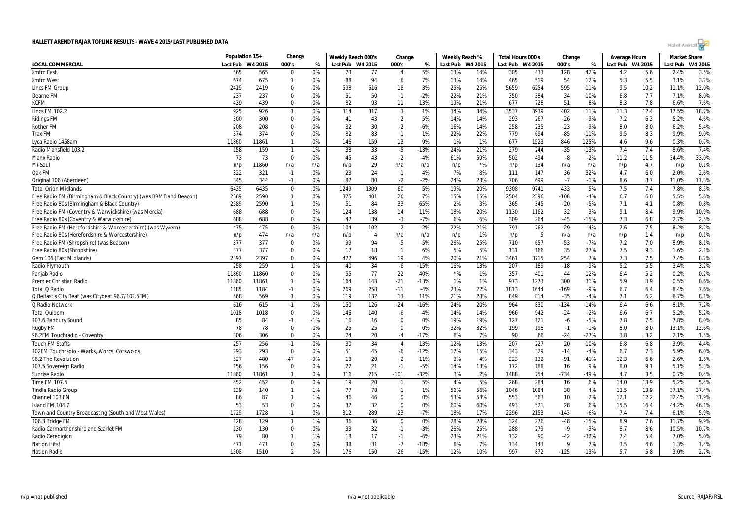# HALLETT ARENDT RAJAR TOPLINE RESULTS - WAVE 4 2015/LAST PUBLISHED DATA

| LOCAL COMMERCIAL | Population 15+ | | Change | | Weekly Reach 000's | | Change | | Weekly Reach % | | Total Hours 000's | | Change | | Average Hours | | Market Share | |
|---|---|---|---|---|---|---|---|---|---|---|---|---|---|---|---|---|---|---|
| | Last Pub | W4 2015 | 000's | % | Last Pub | W4 2015 | 000's | % | Last Pub | W4 2015 | Last Pub | W4 2015 | 000's | % | Last Pub | W4 2015 | Last Pub | W4 2015 |
| kmfm East | 565 | 565 | 0 | 0% | 73 | 77 | 4 | 5% | 13% | 14% | 305 | 433 | 128 | 42% | 4.2 | 5.6 | 2.4% | 3.5% |
| kmfm West | 674 | 675 | 1 | 0% | 88 | 94 | 6 | 7% | 13% | 14% | 465 | 519 | 54 | 12% | 5.3 | 5.5 | 3.1% | 3.2% |
| Lincs FM Group | 2419 | 2419 | 0 | 0% | 598 | 616 | 18 | 3% | 25% | 25% | 5659 | 6254 | 595 | 11% | 9.5 | 10.2 | 11.1% | 12.0% |
| Dearne FM | 237 | 237 | 0 | 0% | 51 | 50 | -1 | -2% | 22% | 21% | 350 | 384 | 34 | 10% | 6.8 | 7.7 | 7.1% | 8.0% |
| KCFM | 439 | 439 | 0 | 0% | 82 | 93 | 11 | 13% | 19% | 21% | 677 | 728 | 51 | 8% | 8.3 | 7.8 | 6.6% | 7.6% |
| Lincs FM 102.2 | 925 | 926 | 1 | 0% | 314 | 317 | 3 | 1% | 34% | 34% | 3537 | 3939 | 402 | 11% | 11.3 | 12.4 | 17.5% | 18.7% |
| Ridings FM | 300 | 300 | 0 | 0% | 41 | 43 | 2 | 5% | 14% | 14% | 293 | 267 | -26 | -9% | 7.2 | 6.3 | 5.2% | 4.6% |
| Rother FM | 208 | 208 | 0 | 0% | 32 | 30 | -2 | -6% | 16% | 14% | 258 | 235 | -23 | -9% | 8.0 | 8.0 | 6.2% | 5.4% |
| Trax FM | 374 | 374 | 0 | 0% | 82 | 83 | 1 | 1% | 22% | 22% | 779 | 694 | -85 | -11% | 9.5 | 8.3 | 9.9% | 9.0% |
| Lyca Radio 1458am | 11860 | 11861 | 1 | 0% | 146 | 159 | 13 | 9% | 1% | 1% | 677 | 1523 | 846 | 125% | 4.6 | 9.6 | 0.3% | 0.7% |
| Radio Mansfield 103.2 | 158 | 159 | 1 | 1% | 38 | 33 | -5 | -13% | 24% | 21% | 279 | 244 | -35 | -13% | 7.4 | 7.4 | 8.6% | 7.4% |
| Manx Radio | 73 | 73 | 0 | 0% | 45 | 43 | -2 | -4% | 61% | 59% | 502 | 494 | -8 | -2% | 11.2 | 11.5 | 34.4% | 33.0% |
| Mi-Soul | n/p | 11860 | n/a | n/a | n/p | 29 | n/a | n/a | n/p | *% | n/p | 134 | n/a | n/a | n/p | 4.7 | n/p | 0.1% |
| Oak FM | 322 | 321 | -1 | 0% | 23 | 24 | 1 | 4% | 7% | 8% | 111 | 147 | 36 | 32% | 4.7 | 6.0 | 2.0% | 2.6% |
| Original 106 (Aberdeen) | 345 | 344 | -1 | 0% | 82 | 80 | -2 | -2% | 24% | 23% | 706 | 699 | -7 | -1% | 8.6 | 8.7 | 11.0% | 11.3% |
| Total Orion Midlands | 6435 | 6435 | 0 | 0% | 1249 | 1309 | 60 | 5% | 19% | 20% | 9308 | 9741 | 433 | 5% | 7.5 | 7.4 | 7.8% | 8.5% |
| Free Radio FM (Birmingham & Black Country) (was BRMB and Beacon) | 2589 | 2590 | 1 | 0% | 375 | 401 | 26 | 7% | 15% | 15% | 2504 | 2396 | -108 | -4% | 6.7 | 6.0 | 5.5% | 5.6% |
| Free Radio 80s (Birmingham & Black Country) | 2589 | 2590 | 1 | 0% | 51 | 84 | 33 | 65% | 2% | 3% | 365 | 345 | -20 | -5% | 7.1 | 4.1 | 0.8% | 0.8% |
| Free Radio FM (Coventry & Warwickshire) (was Mercia) | 688 | 688 | 0 | 0% | 124 | 138 | 14 | 11% | 18% | 20% | 1130 | 1162 | 32 | 3% | 9.1 | 8.4 | 9.9% | 10.9% |
| Free Radio 80s (Coventry & Warwickshire) | 688 | 688 | 0 | 0% | 42 | 39 | -3 | -7% | 6% | 6% | 309 | 264 | -45 | -15% | 7.3 | 6.8 | 2.7% | 2.5% |
| Free Radio FM (Herefordshire & Worcestershire) (was Wyvern) | 475 | 475 | 0 | 0% | 104 | 102 | -2 | -2% | 22% | 21% | 791 | 762 | -29 | -4% | 7.6 | 7.5 | 8.2% | 8.2% |
| Free Radio 80s (Herefordshire & Worcestershire) | n/p | 474 | n/a | n/a | n/p | 4 | n/a | n/a | n/p | 1% | n/p | 5 | n/a | n/a | n/p | 1.4 | n/p | 0.1% |
| Free Radio FM (Shropshire) (was Beacon) | 377 | 377 | 0 | 0% | 99 | 94 | -5 | -5% | 26% | 25% | 710 | 657 | -53 | -7% | 7.2 | 7.0 | 8.9% | 8.1% |
| Free Radio 80s (Shropshire) | 377 | 377 | 0 | 0% | 17 | 18 | 1 | 6% | 5% | 5% | 131 | 166 | 35 | 27% | 7.5 | 9.3 | 1.6% | 2.1% |
| Gem 106 (East Midlands) | 2397 | 2397 | 0 | 0% | 477 | 496 | 19 | 4% | 20% | 21% | 3461 | 3715 | 254 | 7% | 7.3 | 7.5 | 7.4% | 8.2% |
| Radio Plymouth | 258 | 259 | 1 | 0% | 40 | 34 | -6 | -15% | 16% | 13% | 207 | 189 | -18 | -9% | 5.2 | 5.5 | 3.4% | 3.2% |
| Panjab Radio | 11860 | 11860 | 0 | 0% | 55 | 77 | 22 | 40% | *% | 1% | 357 | 401 | 44 | 12% | 6.4 | 5.2 | 0.2% | 0.2% |
| Premier Christian Radio | 11860 | 11861 | 1 | 0% | 164 | 143 | -21 | -13% | 1% | 1% | 973 | 1273 | 300 | 31% | 5.9 | 8.9 | 0.5% | 0.6% |
| Total Q Radio | 1185 | 1184 | -1 | 0% | 269 | 258 | -11 | -4% | 23% | 22% | 1813 | 1644 | -169 | -9% | 6.7 | 6.4 | 8.4% | 7.6% |
| Q Belfast's City Beat (was Citybeat 96.7/102.5FM) | 568 | 569 | 1 | 0% | 119 | 132 | 13 | 11% | 21% | 23% | 849 | 814 | -35 | -4% | 7.1 | 6.2 | 8.7% | 8.1% |
| Q Radio Network | 616 | 615 | -1 | 0% | 150 | 126 | -24 | -16% | 24% | 20% | 964 | 830 | -134 | -14% | 6.4 | 6.6 | 8.1% | 7.2% |
| Total Quidem | 1018 | 1018 | 0 | 0% | 146 | 140 | -6 | -4% | 14% | 14% | 966 | 942 | -24 | -2% | 6.6 | 6.7 | 5.2% | 5.2% |
| 107.6 Banbury Sound | 85 | 84 | -1 | -1% | 16 | 16 | 0 | 0% | 19% | 19% | 127 | 121 | -6 | -5% | 7.8 | 7.5 | 7.8% | 8.0% |
| Rugby FM | 78 | 78 | 0 | 0% | 25 | 25 | 0 | 0% | 32% | 32% | 199 | 198 | -1 | -1% | 8.0 | 8.0 | 13.1% | 12.6% |
| 96.2FM Touchradio - Coventry | 306 | 306 | 0 | 0% | 24 | 20 | -4 | -17% | 8% | 7% | 90 | 66 | -24 | -27% | 3.8 | 3.2 | 2.1% | 1.5% |
| Touch FM Staffs | 257 | 256 | -1 | 0% | 30 | 34 | 4 | 13% | 12% | 13% | 207 | 227 | 20 | 10% | 6.8 | 6.8 | 3.9% | 4.4% |
| 102FM Touchradio - Warks, Worcs, Cotswolds | 293 | 293 | 0 | 0% | 51 | 45 | -6 | -12% | 17% | 15% | 343 | 329 | -14 | -4% | 6.7 | 7.3 | 5.9% | 6.0% |
| 96.2 The Revolution | 527 | 480 | -47 | -9% | 18 | 20 | 2 | 11% | 3% | 4% | 223 | 132 | -91 | -41% | 12.3 | 6.6 | 2.6% | 1.6% |
| 107.5 Sovereign Radio | 156 | 156 | 0 | 0% | 22 | 21 | -1 | -5% | 14% | 13% | 172 | 188 | 16 | 9% | 8.0 | 9.1 | 5.1% | 5.3% |
| Sunrise Radio | 11860 | 11861 | 1 | 0% | 316 | 215 | -101 | -32% | 3% | 2% | 1488 | 754 | -734 | -49% | 4.7 | 3.5 | 0.7% | 0.4% |
| Time FM 107.5 | 452 | 452 | 0 | 0% | 19 | 20 | 1 | 5% | 4% | 5% | 268 | 284 | 16 | 6% | 14.0 | 13.9 | 5.2% | 5.4% |
| Tindle Radio Group | 139 | 140 | 1 | 1% | 77 | 78 | 1 | 1% | 56% | 56% | 1046 | 1084 | 38 | 4% | 13.5 | 13.9 | 37.1% | 37.4% |
| Channel 103 FM | 86 | 87 | 1 | 1% | 46 | 46 | 0 | 0% | 53% | 53% | 553 | 563 | 10 | 2% | 12.1 | 12.2 | 32.4% | 31.9% |
| Island FM 104.7 | 53 | 53 | 0 | 0% | 32 | 32 | 0 | 0% | 60% | 60% | 493 | 521 | 28 | 6% | 15.5 | 16.4 | 44.2% | 46.1% |
| Town and Country Broadcasting (South and West Wales) | 1729 | 1728 | -1 | 0% | 312 | 289 | -23 | -7% | 18% | 17% | 2296 | 2153 | -143 | -6% | 7.4 | 7.4 | 6.1% | 5.9% |
| 106.3 Bridge FM | 128 | 129 | 1 | 1% | 36 | 36 | 0 | 0% | 28% | 28% | 324 | 276 | -48 | -15% | 8.9 | 7.6 | 11.7% | 9.9% |
| Radio Carmarthenshire and Scarlet FM | 130 | 130 | 0 | 0% | 33 | 32 | -1 | -3% | 26% | 25% | 288 | 279 | -9 | -3% | 8.7 | 8.6 | 10.5% | 10.7% |
| Radio Ceredigion | 79 | 80 | 1 | 1% | 18 | 17 | -1 | -6% | 23% | 21% | 132 | 90 | -42 | -32% | 7.4 | 5.4 | 7.0% | 5.0% |
| Nation Hits! | 471 | 471 | 0 | 0% | 38 | 31 | -7 | -18% | 8% | 7% | 134 | 143 | 9 | 7% | 3.5 | 4.6 | 1.3% | 1.4% |
| Nation Radio | 1508 | 1510 | 2 | 0% | 176 | 150 | -26 | -15% | 12% | 10% | 997 | 872 | -125 | -13% | 5.7 | 5.8 | 3.0% | 2.7% |

n/p = not published | n/a = not applicable | Source: RAJAR/RSL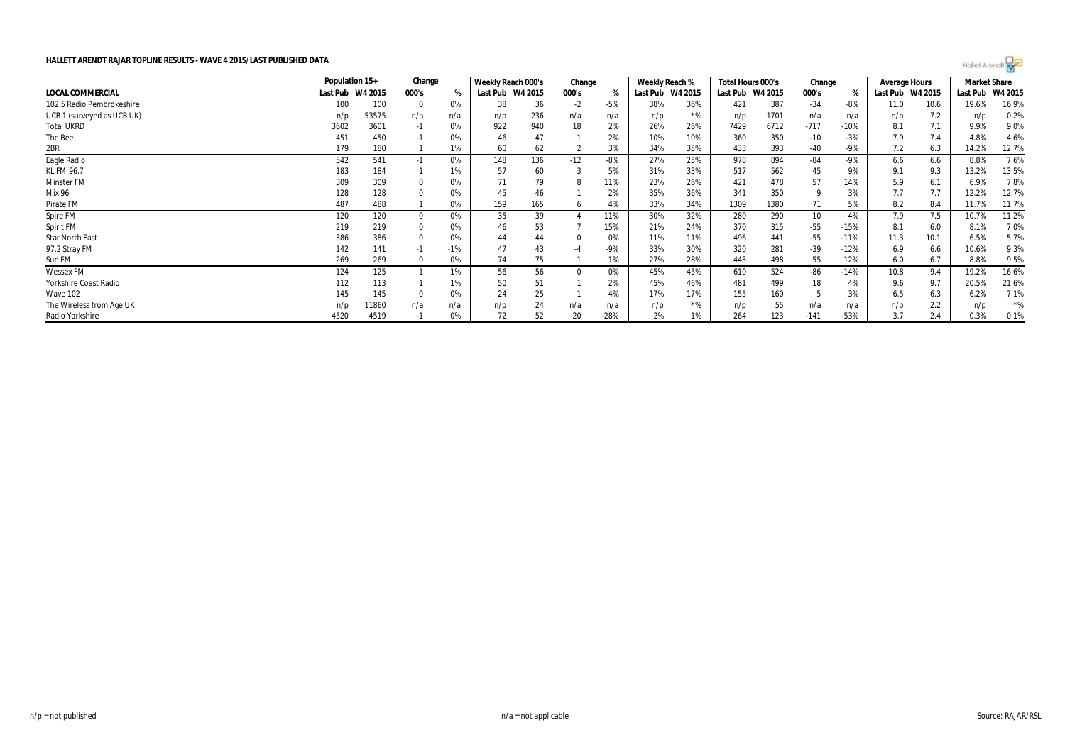**HALLETT ARENDT RAJAR TOPLINE RESULTS - WAVE 4 2015/LAST PUBLISHED DATA**

| | Population 15+ | | Change | | Weekly Reach 000's | | Change | | Weekly Reach % | | Total Hours 000's | | Change | | Average Hours | | Market Share | |
|---|---|---|---|---|---|---|---|---|---|---|---|---|---|---|---|---|---|---|
| LOCAL COMMERCIAL | Last Pub | W4 2015 | 000's | % | Last Pub | W4 2015 | 000's | % | Last Pub | W4 2015 | Last Pub | W4 2015 | 000's | % | Last Pub | W4 2015 | Last Pub | W4 2015 |
| 102.5 Radio Pembrokeshire | 100 | 100 | 0 | 0% | 38 | 36 | -2 | -5% | 38% | 36% | 421 | 387 | -34 | -8% | 11.0 | 10.6 | 19.6% | 16.9% |
| UCB 1 (surveyed as UCB UK) | n/p | 53575 | n/a | n/a | n/p | 236 | n/a | n/a | n/p | *% | n/p | 1701 | n/a | n/a | n/p | 7.2 | n/p | 0.2% |
| Total UKRD | 3602 | 3601 | -1 | 0% | 922 | 940 | 18 | 2% | 26% | 26% | 7429 | 6712 | -717 | -10% | 8.1 | 7.1 | 9.9% | 9.0% |
| The Bee | 451 | 450 | -1 | 0% | 46 | 47 | 1 | 2% | 10% | 10% | 360 | 350 | -10 | -3% | 7.9 | 7.4 | 4.8% | 4.6% |
| 2BR | 179 | 180 | 1 | 1% | 60 | 62 | 2 | 3% | 34% | 35% | 433 | 393 | -40 | -9% | 7.2 | 6.3 | 14.2% | 12.7% |
| Eagle Radio | 542 | 541 | -1 | 0% | 148 | 136 | -12 | -8% | 27% | 25% | 978 | 894 | -84 | -9% | 6.6 | 6.6 | 8.8% | 7.6% |
| KL.FM 96.7 | 183 | 184 | 1 | 1% | 57 | 60 | 3 | 5% | 31% | 33% | 517 | 562 | 45 | 9% | 9.1 | 9.3 | 13.2% | 13.5% |
| Minster FM | 309 | 309 | 0 | 0% | 71 | 79 | 8 | 11% | 23% | 26% | 421 | 478 | 57 | 14% | 5.9 | 6.1 | 6.9% | 7.8% |
| Mix 96 | 128 | 128 | 0 | 0% | 45 | 46 | 1 | 2% | 35% | 36% | 341 | 350 | 9 | 3% | 7.7 | 7.7 | 12.2% | 12.7% |
| Pirate FM | 487 | 488 | 1 | 0% | 159 | 165 | 6 | 4% | 33% | 34% | 1309 | 1380 | 71 | 5% | 8.2 | 8.4 | 11.7% | 11.7% |
| Spire FM | 120 | 120 | 0 | 0% | 35 | 39 | 4 | 11% | 30% | 32% | 280 | 290 | 10 | 4% | 7.9 | 7.5 | 10.7% | 11.2% |
| Spirit FM | 219 | 219 | 0 | 0% | 46 | 53 | 7 | 15% | 21% | 24% | 370 | 315 | -55 | -15% | 8.1 | 6.0 | 8.1% | 7.0% |
| Star North East | 386 | 386 | 0 | 0% | 44 | 44 | 0 | 0% | 11% | 11% | 496 | 441 | -55 | -11% | 11.3 | 10.1 | 6.5% | 5.7% |
| 97.2 Stray FM | 142 | 141 | -1 | -1% | 47 | 43 | -4 | -9% | 33% | 30% | 320 | 281 | -39 | -12% | 6.9 | 6.6 | 10.6% | 9.3% |
| Sun FM | 269 | 269 | 0 | 0% | 74 | 75 | 1 | 1% | 27% | 28% | 443 | 498 | 55 | 12% | 6.0 | 6.7 | 8.8% | 9.5% |
| Wessex FM | 124 | 125 | 1 | 1% | 56 | 56 | 0 | 0% | 45% | 45% | 610 | 524 | -86 | -14% | 10.8 | 9.4 | 19.2% | 16.6% |
| Yorkshire Coast Radio | 112 | 113 | 1 | 1% | 50 | 51 | 1 | 2% | 45% | 46% | 481 | 499 | 18 | 4% | 9.6 | 9.7 | 20.5% | 21.6% |
| Wave 102 | 145 | 145 | 0 | 0% | 24 | 25 | 1 | 4% | 17% | 17% | 155 | 160 | 5 | 3% | 6.5 | 6.3 | 6.2% | 7.1% |
| The Wireless from Age UK | n/p | 11860 | n/a | n/a | n/p | 24 | n/a | n/a | n/p | *% | n/p | 55 | n/a | n/a | n/p | 2.2 | n/p | *% |
| Radio Yorkshire | 4520 | 4519 | -1 | 0% | 72 | 52 | -20 | -28% | 2% | 1% | 264 | 123 | -141 | -53% | 3.7 | 2.4 | 0.3% | 0.1% |

n/p = not published

n/a = not applicable

Source: RAJAR/RSL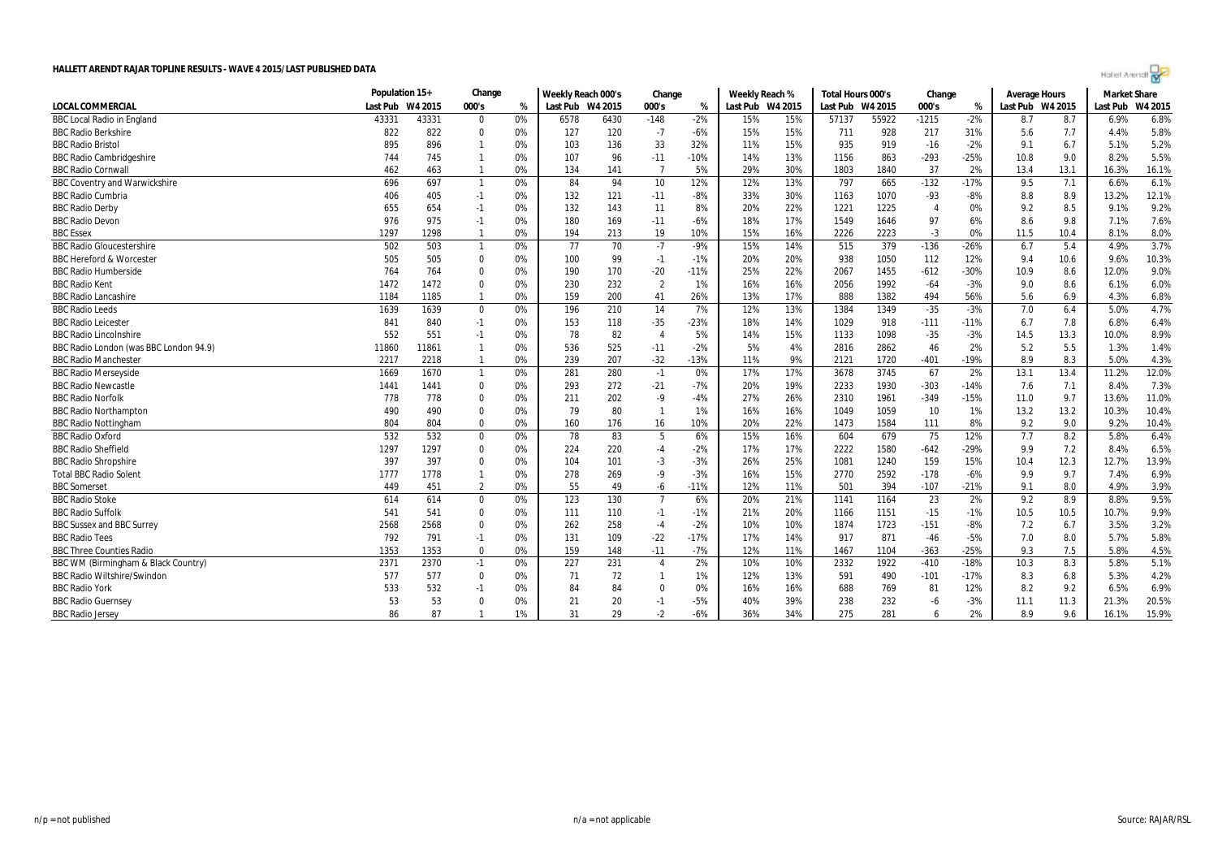# HALLETT ARENDT RAJAR TOPLINE RESULTS - WAVE 4 2015/LAST PUBLISHED DATA

| LOCAL COMMERCIAL | Population 15+ | | Change | | Weekly Reach 000's | | Change | | Weekly Reach % | | Total Hours 000's | | Change | | Average Hours | | Market Share | |
|---|---|---|---|---|---|---|---|---|---|---|---|---|---|---|---|---|---|---|
| | Last Pub | W4 2015 | 000's | % | Last Pub | W4 2015 | 000's | % | Last Pub | W4 2015 | Last Pub | W4 2015 | 000's | % | Last Pub | W4 2015 | Last Pub | W4 2015 |
| BBC Local Radio in England | 43331 | 43331 | 0 | 0% | 6578 | 6430 | -148 | -2% | 15% | 15% | 57137 | 55922 | -1215 | -2% | 8.7 | 8.7 | 6.9% | 6.8% |
| BBC Radio Berkshire | 822 | 822 | 0 | 0% | 127 | 120 | -7 | -6% | 15% | 15% | 711 | 928 | 217 | 31% | 5.6 | 7.7 | 4.4% | 5.8% |
| BBC Radio Bristol | 895 | 896 | 1 | 0% | 103 | 136 | 33 | 32% | 11% | 15% | 935 | 919 | -16 | -2% | 9.1 | 6.7 | 5.1% | 5.2% |
| BBC Radio Cambridgeshire | 744 | 745 | 1 | 0% | 107 | 96 | -11 | -10% | 14% | 13% | 1156 | 863 | -293 | -25% | 10.8 | 9.0 | 8.2% | 5.5% |
| BBC Radio Cornwall | 462 | 463 | 1 | 0% | 134 | 141 | 7 | 5% | 29% | 30% | 1803 | 1840 | 37 | 2% | 13.4 | 13.1 | 16.3% | 16.1% |
| BBC Coventry and Warwickshire | 696 | 697 | 1 | 0% | 84 | 94 | 10 | 12% | 12% | 13% | 797 | 665 | -132 | -17% | 9.5 | 7.1 | 6.6% | 6.1% |
| BBC Radio Cumbria | 406 | 405 | -1 | 0% | 132 | 121 | -11 | -8% | 33% | 30% | 1163 | 1070 | -93 | -8% | 8.8 | 8.9 | 13.2% | 12.1% |
| BBC Radio Derby | 655 | 654 | -1 | 0% | 132 | 143 | 11 | 8% | 20% | 22% | 1221 | 1225 | 4 | 0% | 9.2 | 8.5 | 9.1% | 9.2% |
| BBC Radio Devon | 976 | 975 | -1 | 0% | 180 | 169 | -11 | -6% | 18% | 17% | 1549 | 1646 | 97 | 6% | 8.6 | 9.8 | 7.1% | 7.6% |
| BBC Essex | 1297 | 1298 | 1 | 0% | 194 | 213 | 19 | 10% | 15% | 16% | 2226 | 2223 | -3 | 0% | 11.5 | 10.4 | 8.1% | 8.0% |
| BBC Radio Gloucestershire | 502 | 503 | 1 | 0% | 77 | 70 | -7 | -9% | 15% | 14% | 515 | 379 | -136 | -26% | 6.7 | 5.4 | 4.9% | 3.7% |
| BBC Hereford & Worcester | 505 | 505 | 0 | 0% | 100 | 99 | -1 | -1% | 20% | 20% | 938 | 1050 | 112 | 12% | 9.4 | 10.6 | 9.6% | 10.3% |
| BBC Radio Humberside | 764 | 764 | 0 | 0% | 190 | 170 | -20 | -11% | 25% | 22% | 2067 | 1455 | -612 | -30% | 10.9 | 8.6 | 12.0% | 9.0% |
| BBC Radio Kent | 1472 | 1472 | 0 | 0% | 230 | 232 | 2 | 1% | 16% | 16% | 2056 | 1992 | -64 | -3% | 9.0 | 8.6 | 6.1% | 6.0% |
| BBC Radio Lancashire | 1184 | 1185 | 1 | 0% | 159 | 200 | 41 | 26% | 13% | 17% | 888 | 1382 | 494 | 56% | 5.6 | 6.9 | 4.3% | 6.8% |
| BBC Radio Leeds | 1639 | 1639 | 0 | 0% | 196 | 210 | 14 | 7% | 12% | 13% | 1384 | 1349 | -35 | -3% | 7.0 | 6.4 | 5.0% | 4.7% |
| BBC Radio Leicester | 841 | 840 | -1 | 0% | 153 | 118 | -35 | -23% | 18% | 14% | 1029 | 918 | -111 | -11% | 6.7 | 7.8 | 6.8% | 6.4% |
| BBC Radio Lincolnshire | 552 | 551 | -1 | 0% | 78 | 82 | 4 | 5% | 14% | 15% | 1133 | 1098 | -35 | -3% | 14.5 | 13.3 | 10.0% | 8.9% |
| BBC Radio London (was BBC London 94.9) | 11860 | 11861 | 1 | 0% | 536 | 525 | -11 | -2% | 5% | 4% | 2816 | 2862 | 46 | 2% | 5.2 | 5.5 | 1.3% | 1.4% |
| BBC Radio Manchester | 2217 | 2218 | 1 | 0% | 239 | 207 | -32 | -13% | 11% | 9% | 2121 | 1720 | -401 | -19% | 8.9 | 8.3 | 5.0% | 4.3% |
| BBC Radio Merseyside | 1669 | 1670 | 1 | 0% | 281 | 280 | -1 | 0% | 17% | 17% | 3678 | 3745 | 67 | 2% | 13.1 | 13.4 | 11.2% | 12.0% |
| BBC Radio Newcastle | 1441 | 1441 | 0 | 0% | 293 | 272 | -21 | -7% | 20% | 19% | 2233 | 1930 | -303 | -14% | 7.6 | 7.1 | 8.4% | 7.3% |
| BBC Radio Norfolk | 778 | 778 | 0 | 0% | 211 | 202 | -9 | -4% | 27% | 26% | 2310 | 1961 | -349 | -15% | 11.0 | 9.7 | 13.6% | 11.0% |
| BBC Radio Northampton | 490 | 490 | 0 | 0% | 79 | 80 | 1 | 1% | 16% | 16% | 1049 | 1059 | 10 | 1% | 13.2 | 13.2 | 10.3% | 10.4% |
| BBC Radio Nottingham | 804 | 804 | 0 | 0% | 160 | 176 | 16 | 10% | 20% | 22% | 1473 | 1584 | 111 | 8% | 9.2 | 9.0 | 9.2% | 10.4% |
| BBC Radio Oxford | 532 | 532 | 0 | 0% | 78 | 83 | 5 | 6% | 15% | 16% | 604 | 679 | 75 | 12% | 7.7 | 8.2 | 5.8% | 6.4% |
| BBC Radio Sheffield | 1297 | 1297 | 0 | 0% | 224 | 220 | -4 | -2% | 17% | 17% | 2222 | 1580 | -642 | -29% | 9.9 | 7.2 | 8.4% | 6.5% |
| BBC Radio Shropshire | 397 | 397 | 0 | 0% | 104 | 101 | -3 | -3% | 26% | 25% | 1081 | 1240 | 159 | 15% | 10.4 | 12.3 | 12.7% | 13.9% |
| Total BBC Radio Solent | 1777 | 1778 | 1 | 0% | 278 | 269 | -9 | -3% | 16% | 15% | 2770 | 2592 | -178 | -6% | 9.9 | 9.7 | 7.4% | 6.9% |
| BBC Somerset | 449 | 451 | 2 | 0% | 55 | 49 | -6 | -11% | 12% | 11% | 501 | 394 | -107 | -21% | 9.1 | 8.0 | 4.9% | 3.9% |
| BBC Radio Stoke | 614 | 614 | 0 | 0% | 123 | 130 | 7 | 6% | 20% | 21% | 1141 | 1164 | 23 | 2% | 9.2 | 8.9 | 8.8% | 9.5% |
| BBC Radio Suffolk | 541 | 541 | 0 | 0% | 111 | 110 | -1 | -1% | 21% | 20% | 1166 | 1151 | -15 | -1% | 10.5 | 10.5 | 10.7% | 9.9% |
| BBC Sussex and BBC Surrey | 2568 | 2568 | 0 | 0% | 262 | 258 | -4 | -2% | 10% | 10% | 1874 | 1723 | -151 | -8% | 7.2 | 6.7 | 3.5% | 3.2% |
| BBC Radio Tees | 792 | 791 | -1 | 0% | 131 | 109 | -22 | -17% | 17% | 14% | 917 | 871 | -46 | -5% | 7.0 | 8.0 | 5.7% | 5.8% |
| BBC Three Counties Radio | 1353 | 1353 | 0 | 0% | 159 | 148 | -11 | -7% | 12% | 11% | 1467 | 1104 | -363 | -25% | 9.3 | 7.5 | 5.8% | 4.5% |
| BBC WM (Birmingham & Black Country) | 2371 | 2370 | -1 | 0% | 227 | 231 | 4 | 2% | 10% | 10% | 2332 | 1922 | -410 | -18% | 10.3 | 8.3 | 5.8% | 5.1% |
| BBC Radio Wiltshire/Swindon | 577 | 577 | 0 | 0% | 71 | 72 | 1 | 1% | 12% | 13% | 591 | 490 | -101 | -17% | 8.3 | 6.8 | 5.3% | 4.2% |
| BBC Radio York | 533 | 532 | -1 | 0% | 84 | 84 | 0 | 0% | 16% | 16% | 688 | 769 | 81 | 12% | 8.2 | 9.2 | 6.5% | 6.9% |
| BBC Radio Guernsey | 53 | 53 | 0 | 0% | 21 | 20 | -1 | -5% | 40% | 39% | 238 | 232 | -6 | -3% | 11.1 | 11.3 | 21.3% | 20.5% |
| BBC Radio Jersey | 86 | 87 | 1 | 1% | 31 | 29 | -2 | -6% | 36% | 34% | 275 | 281 | 6 | 2% | 8.9 | 9.6 | 16.1% | 15.9% |

n/p = not published    n/a = not applicable    Source: RAJAR/RSL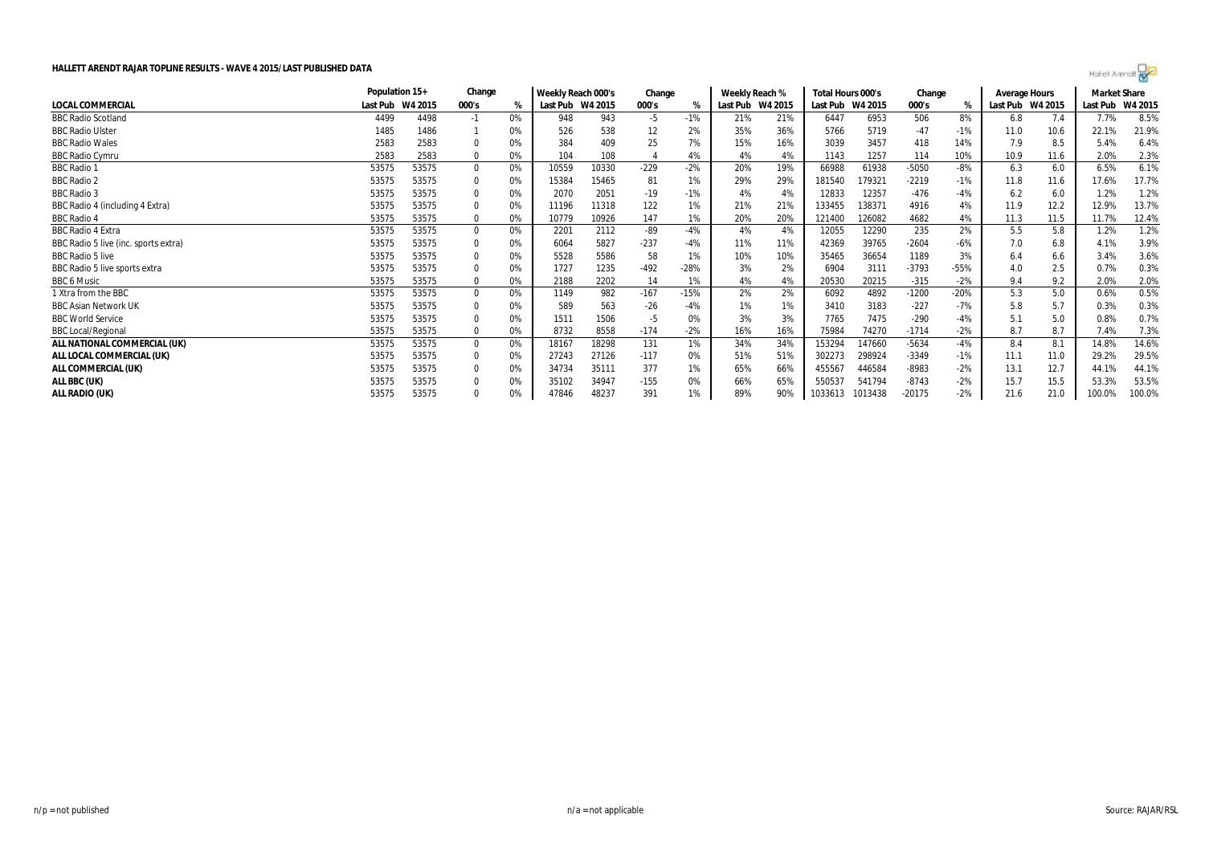**HALLETT ARENDT RAJAR TOPLINE RESULTS - WAVE 4 2015/LAST PUBLISHED DATA**

| | Population 15+ | | Change | | Weekly Reach 000's | | Change | | Weekly Reach % | | Total Hours 000's | | Change | | Average Hours | | Market Share | |
|---|---|---|---|---|---|---|---|---|---|---|---|---|---|---|---|---|---|---|
| LOCAL COMMERCIAL | Last Pub | W4 2015 | 000's | % | Last Pub | W4 2015 | 000's | % | Last Pub | W4 2015 | Last Pub | W4 2015 | 000's | % | Last Pub | W4 2015 | Last Pub | W4 2015 |
| BBC Radio Scotland | 4499 | 4498 | -1 | 0% | 948 | 943 | -5 | -1% | 21% | 21% | 6447 | 6953 | 506 | 8% | 6.8 | 7.4 | 7.7% | 8.5% |
| BBC Radio Ulster | 1485 | 1486 | 1 | 0% | 526 | 538 | 12 | 2% | 35% | 36% | 5766 | 5719 | -47 | -1% | 11.0 | 10.6 | 22.1% | 21.9% |
| BBC Radio Wales | 2583 | 2583 | 0 | 0% | 384 | 409 | 25 | 7% | 15% | 16% | 3039 | 3457 | 418 | 14% | 7.9 | 8.5 | 5.4% | 6.4% |
| BBC Radio Cymru | 2583 | 2583 | 0 | 0% | 104 | 108 | 4 | 4% | 4% | 4% | 1143 | 1257 | 114 | 10% | 10.9 | 11.6 | 2.0% | 2.3% |
| BBC Radio 1 | 53575 | 53575 | 0 | 0% | 10559 | 10330 | -229 | -2% | 20% | 19% | 66988 | 61938 | -5050 | -8% | 6.3 | 6.0 | 6.5% | 6.1% |
| BBC Radio 2 | 53575 | 53575 | 0 | 0% | 15384 | 15465 | 81 | 1% | 29% | 29% | 181540 | 179321 | -2219 | -1% | 11.8 | 11.6 | 17.6% | 17.7% |
| BBC Radio 3 | 53575 | 53575 | 0 | 0% | 2070 | 2051 | -19 | -1% | 4% | 4% | 12833 | 12357 | -476 | -4% | 6.2 | 6.0 | 1.2% | 1.2% |
| BBC Radio 4 (including 4 Extra) | 53575 | 53575 | 0 | 0% | 11196 | 11318 | 122 | 1% | 21% | 21% | 133455 | 138371 | 4916 | 4% | 11.9 | 12.2 | 12.9% | 13.7% |
| BBC Radio 4 | 53575 | 53575 | 0 | 0% | 10779 | 10926 | 147 | 1% | 20% | 20% | 121400 | 126082 | 4682 | 4% | 11.3 | 11.5 | 11.7% | 12.4% |
| BBC Radio 4 Extra | 53575 | 53575 | 0 | 0% | 2201 | 2112 | -89 | -4% | 4% | 4% | 12055 | 12290 | 235 | 2% | 5.5 | 5.8 | 1.2% | 1.2% |
| BBC Radio 5 live (inc. sports extra) | 53575 | 53575 | 0 | 0% | 6064 | 5827 | -237 | -4% | 11% | 11% | 42369 | 39765 | -2604 | -6% | 7.0 | 6.8 | 4.1% | 3.9% |
| BBC Radio 5 live | 53575 | 53575 | 0 | 0% | 5528 | 5586 | 58 | 1% | 10% | 10% | 35465 | 36654 | 1189 | 3% | 6.4 | 6.6 | 3.4% | 3.6% |
| BBC Radio 5 live sports extra | 53575 | 53575 | 0 | 0% | 1727 | 1235 | -492 | -28% | 3% | 2% | 6904 | 3111 | -3793 | -55% | 4.0 | 2.5 | 0.7% | 0.3% |
| BBC 6 Music | 53575 | 53575 | 0 | 0% | 2188 | 2202 | 14 | 1% | 4% | 4% | 20530 | 20215 | -315 | -2% | 9.4 | 9.2 | 2.0% | 2.0% |
| 1 Xtra from the BBC | 53575 | 53575 | 0 | 0% | 1149 | 982 | -167 | -15% | 2% | 2% | 6092 | 4892 | -1200 | -20% | 5.3 | 5.0 | 0.6% | 0.5% |
| BBC Asian Network UK | 53575 | 53575 | 0 | 0% | 589 | 563 | -26 | -4% | 1% | 1% | 3410 | 3183 | -227 | -7% | 5.8 | 5.7 | 0.3% | 0.3% |
| BBC World Service | 53575 | 53575 | 0 | 0% | 1511 | 1506 | -5 | 0% | 3% | 3% | 7765 | 7475 | -290 | -4% | 5.1 | 5.0 | 0.8% | 0.7% |
| BBC Local/Regional | 53575 | 53575 | 0 | 0% | 8732 | 8558 | -174 | -2% | 16% | 16% | 75984 | 74270 | -1714 | -2% | 8.7 | 8.7 | 7.4% | 7.3% |
| **ALL NATIONAL COMMERCIAL (UK)** | 53575 | 53575 | 0 | 0% | 18167 | 18298 | 131 | 1% | 34% | 34% | 153294 | 147660 | -5634 | -4% | 8.4 | 8.1 | 14.8% | 14.6% |
| **ALL LOCAL COMMERCIAL (UK)** | 53575 | 53575 | 0 | 0% | 27243 | 27126 | -117 | 0% | 51% | 51% | 302273 | 298924 | -3349 | -1% | 11.1 | 11.0 | 29.2% | 29.5% |
| **ALL COMMERCIAL (UK)** | 53575 | 53575 | 0 | 0% | 34734 | 35111 | 377 | 1% | 65% | 66% | 455567 | 446584 | -8983 | -2% | 13.1 | 12.7 | 44.1% | 44.1% |
| **ALL BBC (UK)** | 53575 | 53575 | 0 | 0% | 35102 | 34947 | -155 | 0% | 66% | 65% | 550537 | 541794 | -8743 | -2% | 15.7 | 15.5 | 53.3% | 53.5% |
| **ALL RADIO (UK)** | 53575 | 53575 | 0 | 0% | 47846 | 48237 | 391 | 1% | 89% | 90% | 1033613 | 1013438 | -20175 | -2% | 21.6 | 21.0 | 100.0% | 100.0% |

n/p = not published

n/a = not applicable

Source: RAJAR/RSL